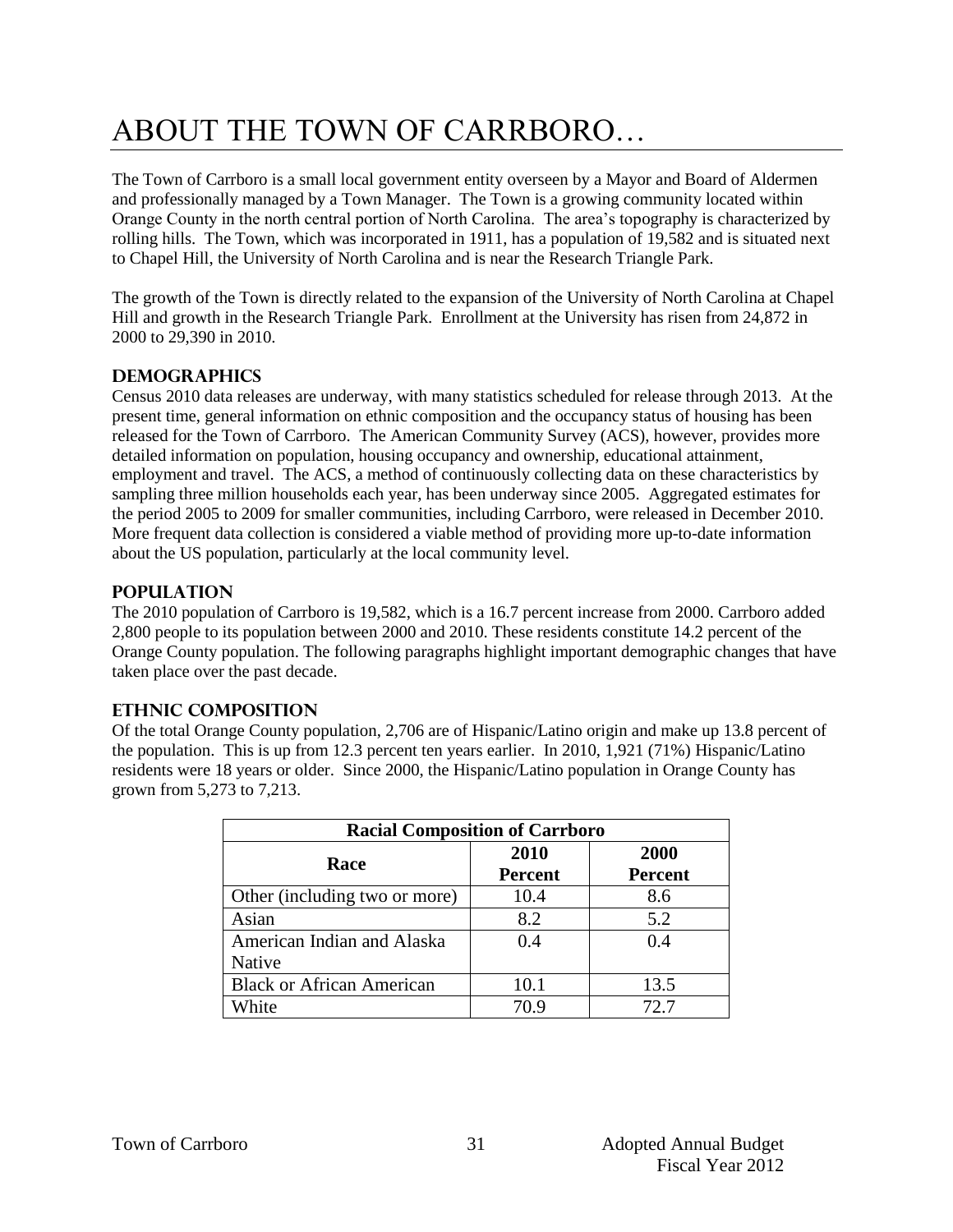# ABOUT THE TOWN OF CARRBORO…

The Town of Carrboro is a small local government entity overseen by a Mayor and Board of Aldermen and professionally managed by a Town Manager. The Town is a growing community located within Orange County in the north central portion of North Carolina. The area's topography is characterized by rolling hills. The Town, which was incorporated in 1911, has a population of 19,582 and is situated next to Chapel Hill, the University of North Carolina and is near the Research Triangle Park.

The growth of the Town is directly related to the expansion of the University of North Carolina at Chapel Hill and growth in the Research Triangle Park. Enrollment at the University has risen from 24,872 in 2000 to 29,390 in 2010.

## DEMOGRAPHICS

Census 2010 data releases are underway, with many statistics scheduled for release through 2013. At the present time, general information on ethnic composition and the occupancy status of housing has been released for the Town of Carrboro. The American Community Survey (ACS), however, provides more detailed information on population, housing occupancy and ownership, educational attainment, employment and travel. The ACS, a method of continuously collecting data on these characteristics by sampling three million households each year, has been underway since 2005. Aggregated estimates for the period 2005 to 2009 for smaller communities, including Carrboro, were released in December 2010. More frequent data collection is considered a viable method of providing more up-to-date information about the US population, particularly at the local community level.

## POPULATION

The 2010 population of Carrboro is 19,582, which is a 16.7 percent increase from 2000. Carrboro added 2,800 people to its population between 2000 and 2010. These residents constitute 14.2 percent of the Orange County population. The following paragraphs highlight important demographic changes that have taken place over the past decade.

## ETHNIC COMPOSITION

Of the total Orange County population, 2,706 are of Hispanic/Latino origin and make up 13.8 percent of the population. This is up from 12.3 percent ten years earlier. In 2010, 1,921 (71%) Hispanic/Latino residents were 18 years or older. Since 2000, the Hispanic/Latino population in Orange County has grown from 5,273 to 7,213.

| Racial Composition of Carrboro | | |
|---|---|---|
| **Race** | **2010 Percent** | **2000 Percent** |
| Other (including two or more) | 10.4 | 8.6 |
| Asian | 8.2 | 5.2 |
| American Indian and Alaska Native | 0.4 | 0.4 |
| Black or African American | 10.1 | 13.5 |
| White | 70.9 | 72.7 |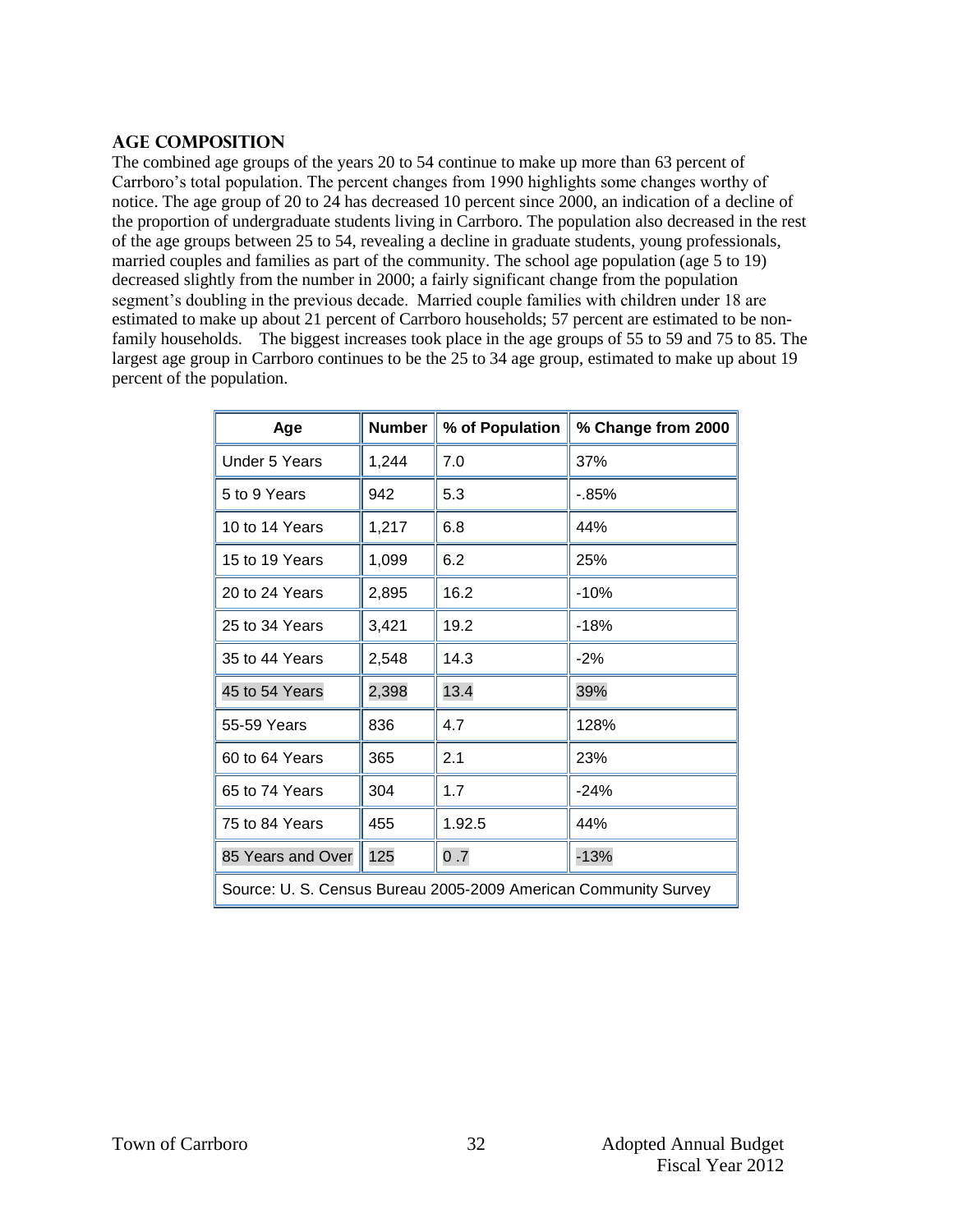## AGE COMPOSITION

The combined age groups of the years 20 to 54 continue to make up more than 63 percent of Carrboro's total population. The percent changes from 1990 highlights some changes worthy of notice. The age group of 20 to 24 has decreased 10 percent since 2000, an indication of a decline of the proportion of undergraduate students living in Carrboro. The population also decreased in the rest of the age groups between 25 to 54, revealing a decline in graduate students, young professionals, married couples and families as part of the community. The school age population (age 5 to 19) decreased slightly from the number in 2000; a fairly significant change from the population segment's doubling in the previous decade. Married couple families with children under 18 are estimated to make up about 21 percent of Carrboro households; 57 percent are estimated to be non-family households. The biggest increases took place in the age groups of 55 to 59 and 75 to 85. The largest age group in Carrboro continues to be the 25 to 34 age group, estimated to make up about 19 percent of the population.

| Age | Number | % of Population | % Change from 2000 |
|---|---|---|---|
| Under 5 Years | 1,244 | 7.0 | 37% |
| 5 to 9 Years | 942 | 5.3 | -.85% |
| 10 to 14 Years | 1,217 | 6.8 | 44% |
| 15 to 19 Years | 1,099 | 6.2 | 25% |
| 20 to 24 Years | 2,895 | 16.2 | -10% |
| 25 to 34 Years | 3,421 | 19.2 | -18% |
| 35 to 44 Years | 2,548 | 14.3 | -2% |
| 45 to 54 Years | 2,398 | 13.4 | 39% |
| 55-59 Years | 836 | 4.7 | 128% |
| 60 to 64 Years | 365 | 2.1 | 23% |
| 65 to 74 Years | 304 | 1.7 | -24% |
| 75 to 84 Years | 455 | 1.92.5 | 44% |
| 85 Years and Over | 125 | 0 .7 | -13% |
| Source: U. S. Census Bureau 2005-2009 American Community Survey | | | |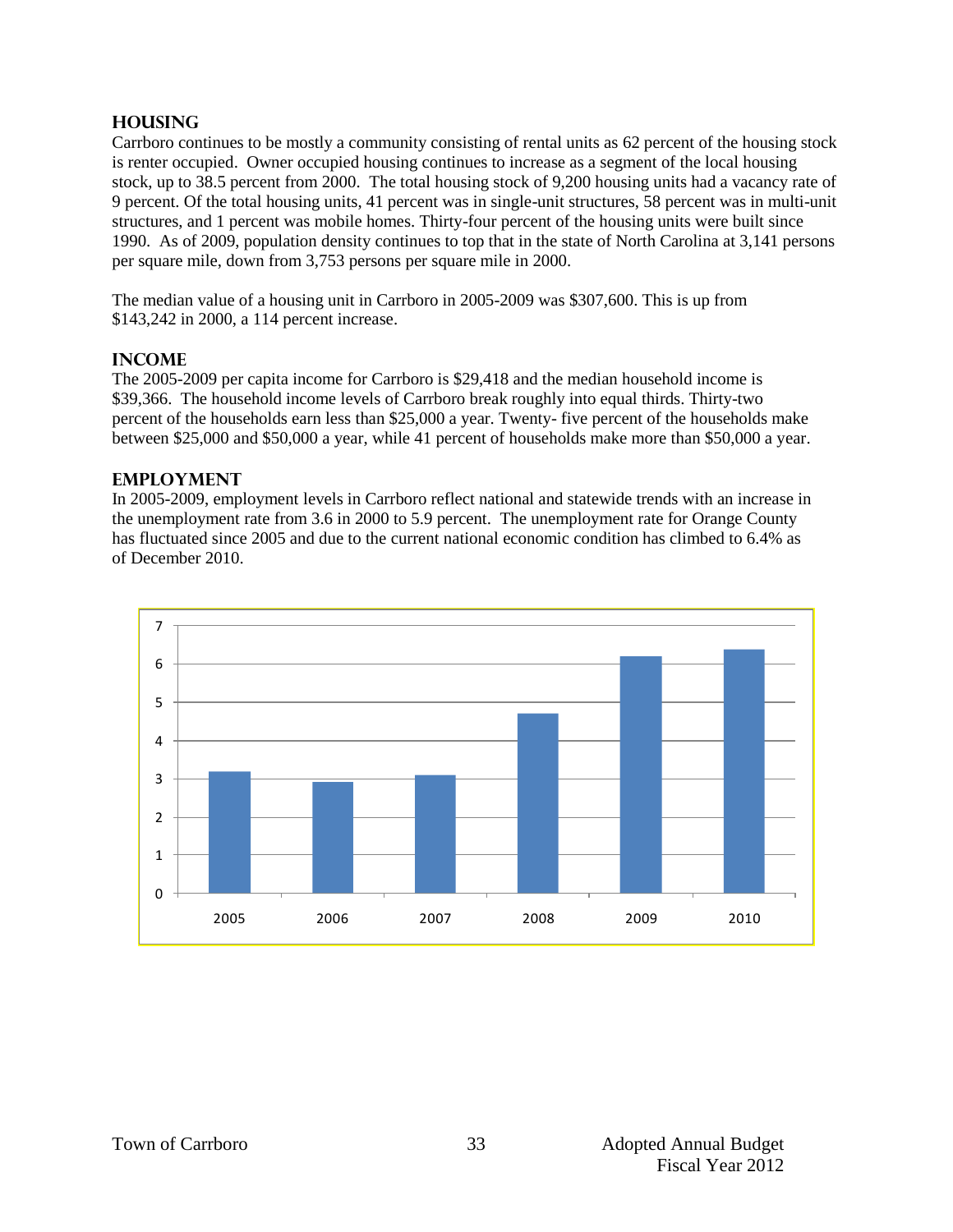## HOUSING

Carrboro continues to be mostly a community consisting of rental units as 62 percent of the housing stock is renter occupied. Owner occupied housing continues to increase as a segment of the local housing stock, up to 38.5 percent from 2000. The total housing stock of 9,200 housing units had a vacancy rate of 9 percent. Of the total housing units, 41 percent was in single-unit structures, 58 percent was in multi-unit structures, and 1 percent was mobile homes. Thirty-four percent of the housing units were built since 1990. As of 2009, population density continues to top that in the state of North Carolina at 3,141 persons per square mile, down from 3,753 persons per square mile in 2000.

The median value of a housing unit in Carrboro in 2005-2009 was $307,600. This is up from $143,242 in 2000, a 114 percent increase.

## INCOME

The 2005-2009 per capita income for Carrboro is $29,418 and the median household income is $39,366. The household income levels of Carrboro break roughly into equal thirds. Thirty-two percent of the households earn less than $25,000 a year. Twenty- five percent of the households make between $25,000 and $50,000 a year, while 41 percent of households make more than $50,000 a year.

## EMPLOYMENT

In 2005-2009, employment levels in Carrboro reflect national and statewide trends with an increase in the unemployment rate from 3.6 in 2000 to 5.9 percent. The unemployment rate for Orange County has fluctuated since 2005 and due to the current national economic condition has climbed to 6.4% as of December 2010.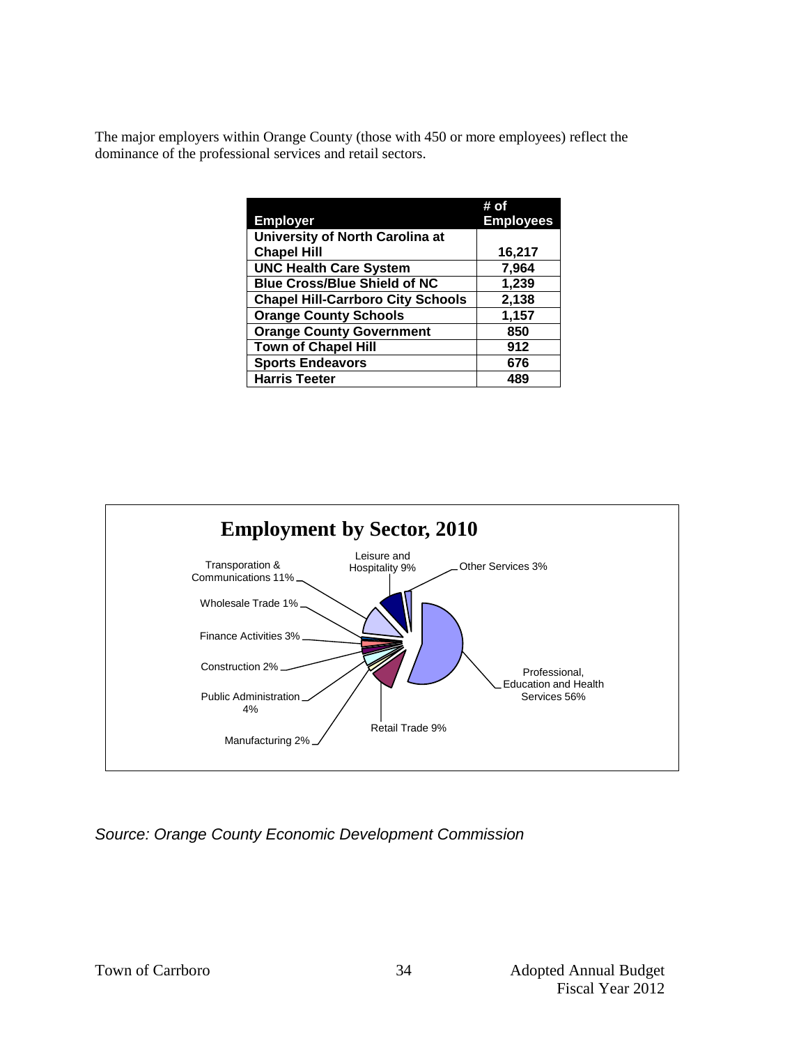The major employers within Orange County (those with 450 or more employees) reflect the dominance of the professional services and retail sectors.

| Employer | # of Employees |
|---|---|
| University of North Carolina at Chapel Hill | 16,217 |
| UNC Health Care System | 7,964 |
| Blue Cross/Blue Shield of NC | 1,239 |
| Chapel Hill-Carrboro City Schools | 2,138 |
| Orange County Schools | 1,157 |
| Orange County Government | 850 |
| Town of Chapel Hill | 912 |
| Sports Endeavors | 676 |
| Harris Teeter | 489 |

**Employment by Sector, 2010**

| Sector | Share |
|---|---|
| Professional, Education and Health Services | 56% |
| Transporation & Communications | 11% |
| Leisure and Hospitality | 9% |
| Retail Trade | 9% |
| Public Administration | 4% |
| Other Services | 3% |
| Finance Activities | 3% |
| Construction | 2% |
| Manufacturing | 2% |
| Wholesale Trade | 1% |

*Source: Orange County Economic Development Commission*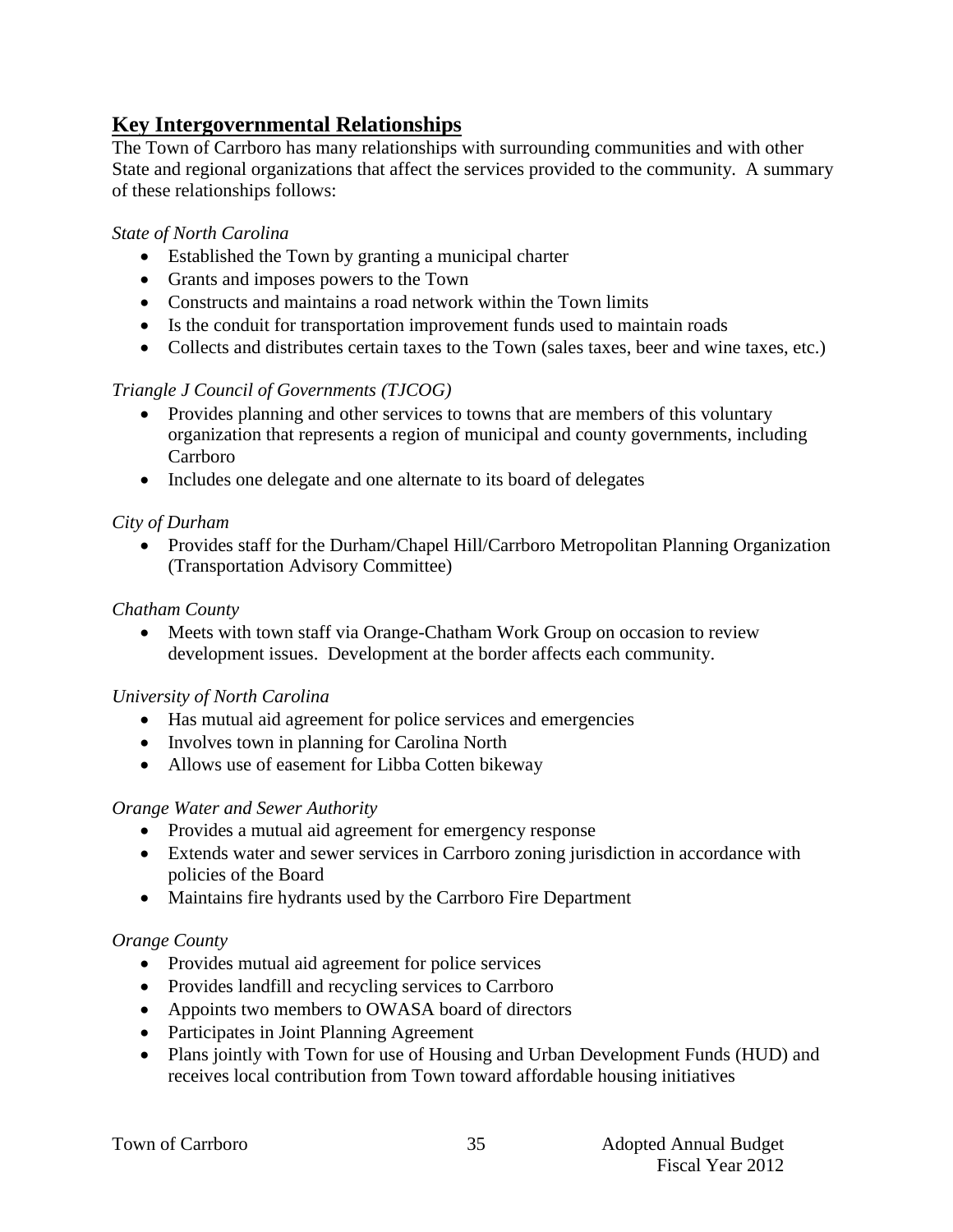## Key Intergovernmental Relationships

The Town of Carrboro has many relationships with surrounding communities and with other State and regional organizations that affect the services provided to the community. A summary of these relationships follows:

*State of North Carolina*

- Established the Town by granting a municipal charter
- Grants and imposes powers to the Town
- Constructs and maintains a road network within the Town limits
- Is the conduit for transportation improvement funds used to maintain roads
- Collects and distributes certain taxes to the Town (sales taxes, beer and wine taxes, etc.)

*Triangle J Council of Governments (TJCOG)*

- Provides planning and other services to towns that are members of this voluntary organization that represents a region of municipal and county governments, including Carrboro
- Includes one delegate and one alternate to its board of delegates

*City of Durham*

- Provides staff for the Durham/Chapel Hill/Carrboro Metropolitan Planning Organization (Transportation Advisory Committee)

*Chatham County*

- Meets with town staff via Orange-Chatham Work Group on occasion to review development issues. Development at the border affects each community.

*University of North Carolina*

- Has mutual aid agreement for police services and emergencies
- Involves town in planning for Carolina North
- Allows use of easement for Libba Cotten bikeway

*Orange Water and Sewer Authority*

- Provides a mutual aid agreement for emergency response
- Extends water and sewer services in Carrboro zoning jurisdiction in accordance with policies of the Board
- Maintains fire hydrants used by the Carrboro Fire Department

*Orange County*

- Provides mutual aid agreement for police services
- Provides landfill and recycling services to Carrboro
- Appoints two members to OWASA board of directors
- Participates in Joint Planning Agreement
- Plans jointly with Town for use of Housing and Urban Development Funds (HUD) and receives local contribution from Town toward affordable housing initiatives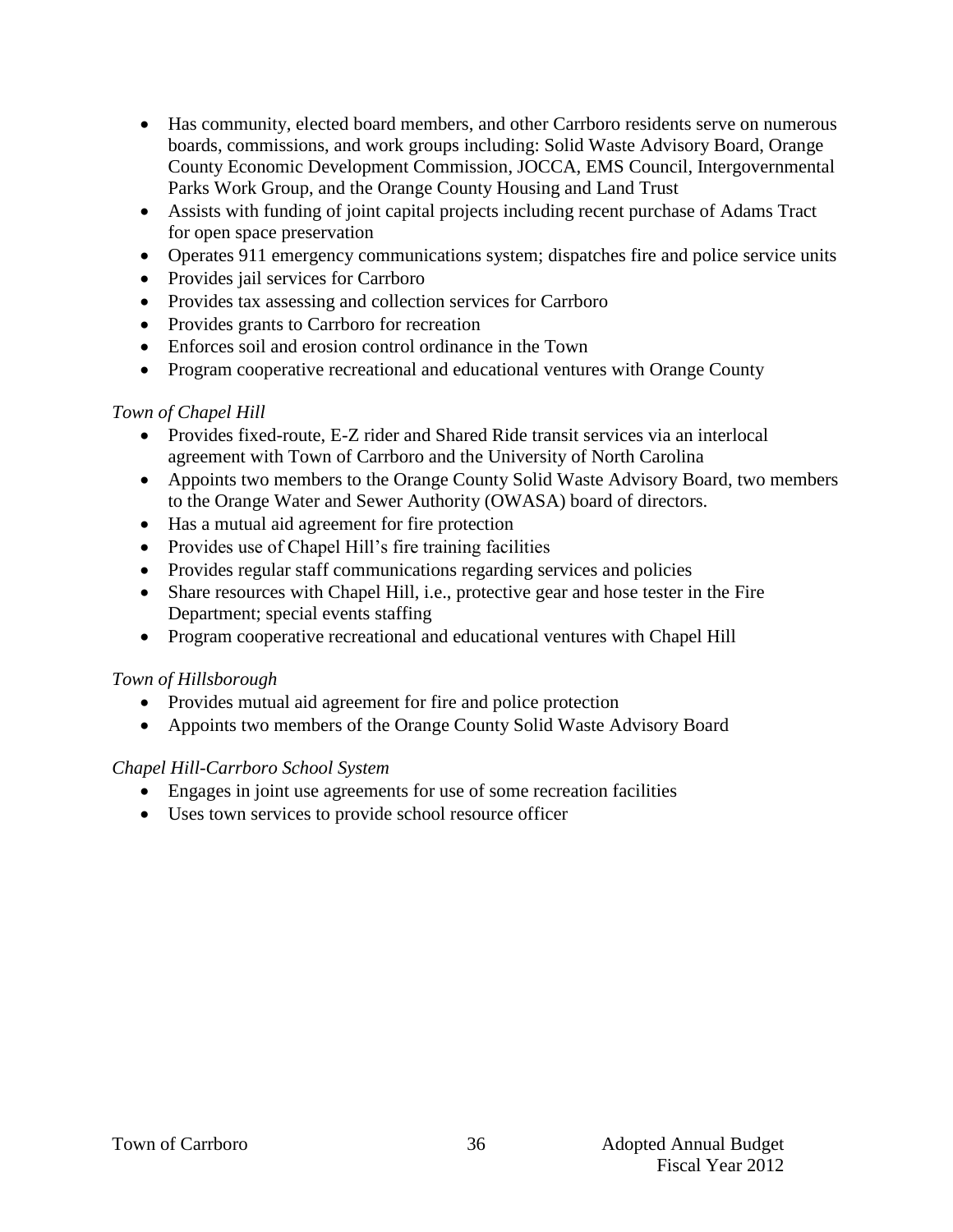- Has community, elected board members, and other Carrboro residents serve on numerous boards, commissions, and work groups including: Solid Waste Advisory Board, Orange County Economic Development Commission, JOCCA, EMS Council, Intergovernmental Parks Work Group, and the Orange County Housing and Land Trust
- Assists with funding of joint capital projects including recent purchase of Adams Tract for open space preservation
- Operates 911 emergency communications system; dispatches fire and police service units
- Provides jail services for Carrboro
- Provides tax assessing and collection services for Carrboro
- Provides grants to Carrboro for recreation
- Enforces soil and erosion control ordinance in the Town
- Program cooperative recreational and educational ventures with Orange County

*Town of Chapel Hill*

- Provides fixed-route, E-Z rider and Shared Ride transit services via an interlocal agreement with Town of Carrboro and the University of North Carolina
- Appoints two members to the Orange County Solid Waste Advisory Board, two members to the Orange Water and Sewer Authority (OWASA) board of directors.
- Has a mutual aid agreement for fire protection
- Provides use of Chapel Hill's fire training facilities
- Provides regular staff communications regarding services and policies
- Share resources with Chapel Hill, i.e., protective gear and hose tester in the Fire Department; special events staffing
- Program cooperative recreational and educational ventures with Chapel Hill

*Town of Hillsborough*

- Provides mutual aid agreement for fire and police protection
- Appoints two members of the Orange County Solid Waste Advisory Board

*Chapel Hill-Carrboro School System*

- Engages in joint use agreements for use of some recreation facilities
- Uses town services to provide school resource officer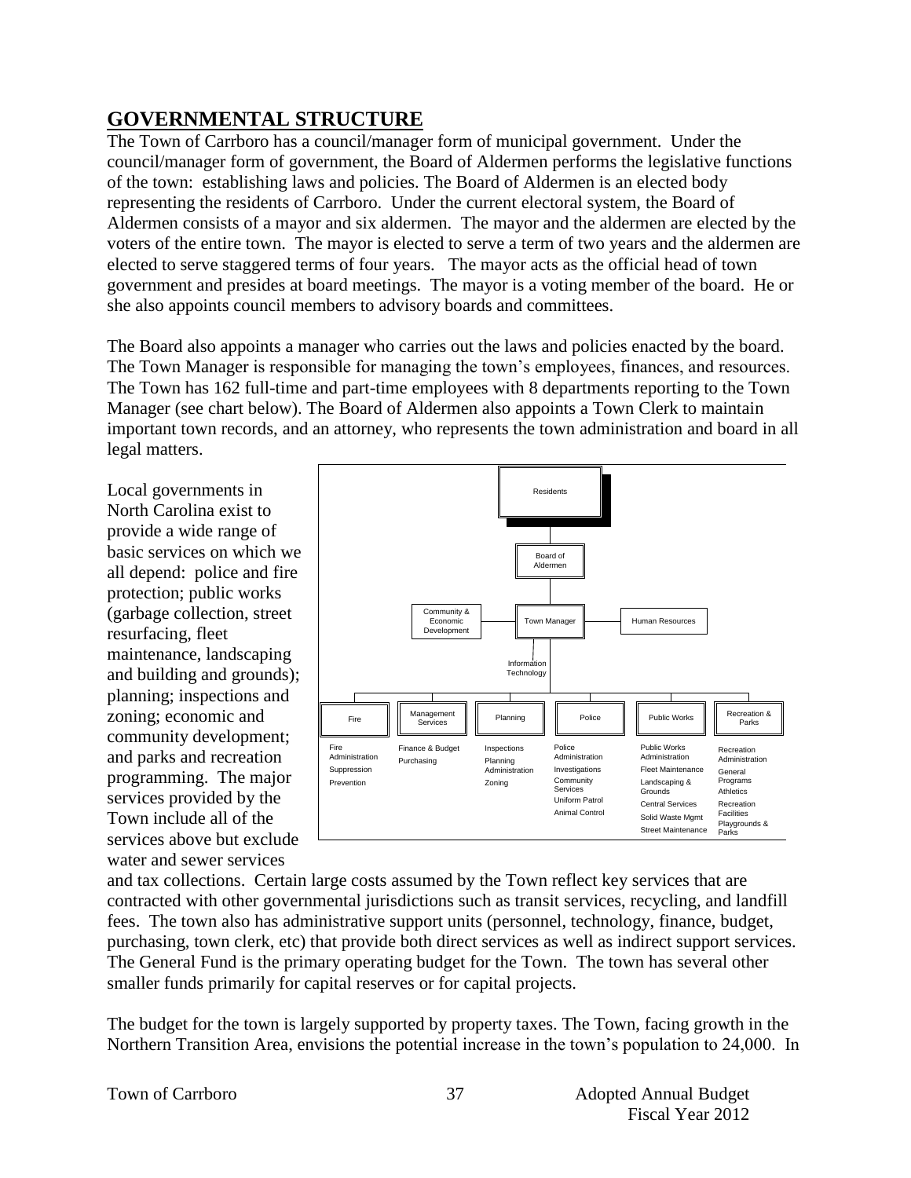## GOVERNMENTAL STRUCTURE

The Town of Carrboro has a council/manager form of municipal government. Under the council/manager form of government, the Board of Aldermen performs the legislative functions of the town: establishing laws and policies. The Board of Aldermen is an elected body representing the residents of Carrboro. Under the current electoral system, the Board of Aldermen consists of a mayor and six aldermen. The mayor and the aldermen are elected by the voters of the entire town. The mayor is elected to serve a term of two years and the aldermen are elected to serve staggered terms of four years. The mayor acts as the official head of town government and presides at board meetings. The mayor is a voting member of the board. He or she also appoints council members to advisory boards and committees.

The Board also appoints a manager who carries out the laws and policies enacted by the board. The Town Manager is responsible for managing the town's employees, finances, and resources. The Town has 162 full-time and part-time employees with 8 departments reporting to the Town Manager (see chart below). The Board of Aldermen also appoints a Town Clerk to maintain important town records, and an attorney, who represents the town administration and board in all legal matters.

Residents
Board of Aldermen
Community & Economic Development | Town Manager | Human Resources
Information Technology

| Fire | Management Services | Planning | Police | Public Works | Recreation & Parks |
|---|---|---|---|---|---|
| Fire Administration | Finance & Budget | Inspections | Police Administration | Public Works Administration | Recreation Administration |
| Suppression | Purchasing | Planning Administration | Investigations | Fleet Maintenance | General Programs |
| Prevention | | Zoning | Community Services | Landscaping & Grounds | Athletics |
| | | | Uniform Patrol | Central Services | Recreation Facilities |
| | | | Animal Control | Solid Waste Mgmt | Playgrounds & Parks |
| | | | | Street Maintenance | |

Local governments in North Carolina exist to provide a wide range of basic services on which we all depend: police and fire protection; public works (garbage collection, street resurfacing, fleet maintenance, landscaping and building and grounds); planning; inspections and zoning; economic and community development; and parks and recreation programming. The major services provided by the Town include all of the services above but exclude water and sewer services and tax collections. Certain large costs assumed by the Town reflect key services that are contracted with other governmental jurisdictions such as transit services, recycling, and landfill fees. The town also has administrative support units (personnel, technology, finance, budget, purchasing, town clerk, etc) that provide both direct services as well as indirect support services. The General Fund is the primary operating budget for the Town. The town has several other smaller funds primarily for capital reserves or for capital projects.

The budget for the town is largely supported by property taxes. The Town, facing growth in the Northern Transition Area, envisions the potential increase in the town's population to 24,000. In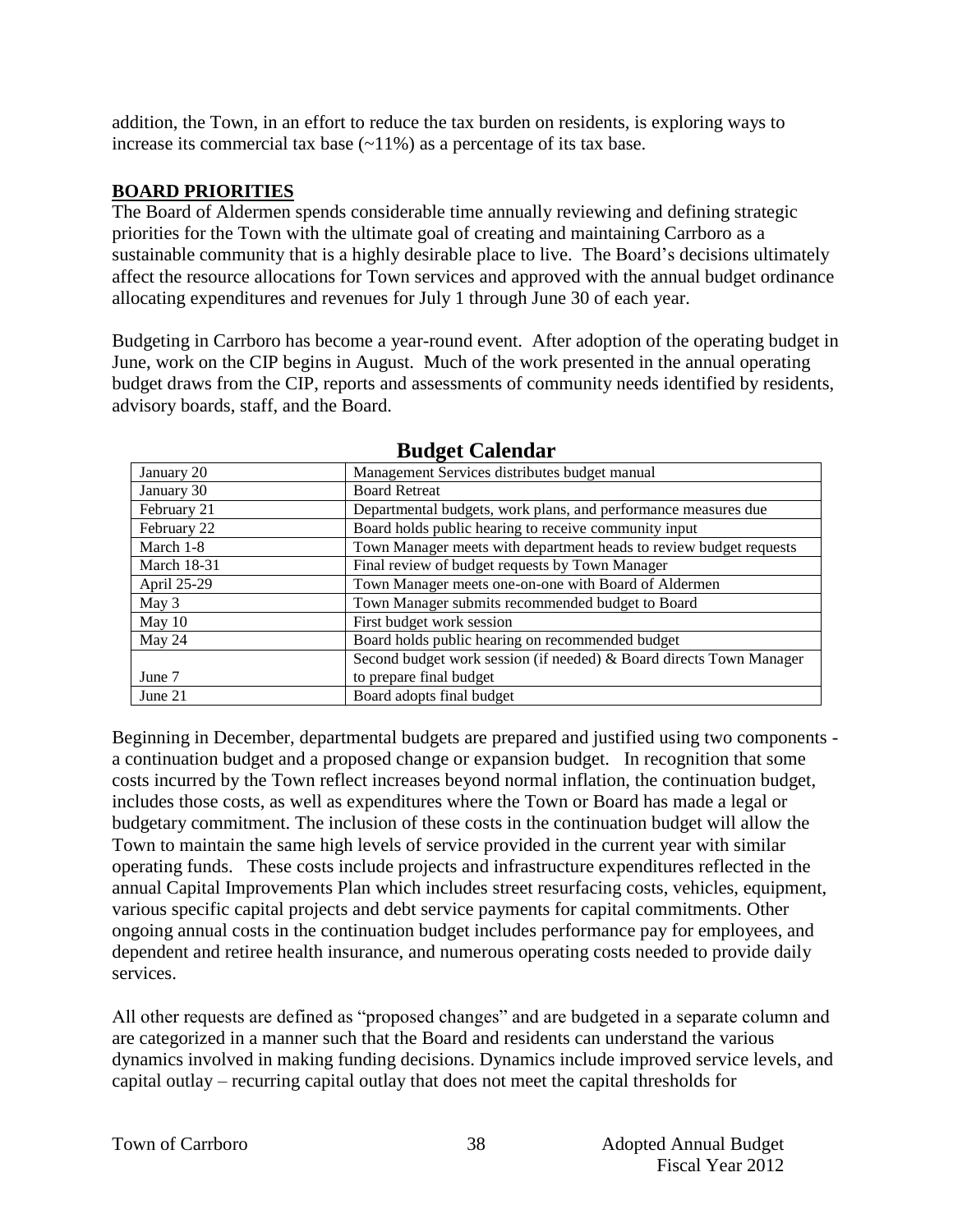addition, the Town, in an effort to reduce the tax burden on residents, is exploring ways to increase its commercial tax base (~11%) as a percentage of its tax base.

## BOARD PRIORITIES

The Board of Aldermen spends considerable time annually reviewing and defining strategic priorities for the Town with the ultimate goal of creating and maintaining Carrboro as a sustainable community that is a highly desirable place to live. The Board's decisions ultimately affect the resource allocations for Town services and approved with the annual budget ordinance allocating expenditures and revenues for July 1 through June 30 of each year.

Budgeting in Carrboro has become a year-round event. After adoption of the operating budget in June, work on the CIP begins in August. Much of the work presented in the annual operating budget draws from the CIP, reports and assessments of community needs identified by residents, advisory boards, staff, and the Board.

### Budget Calendar

| Date | Activity |
|---|---|
| January 20 | Management Services distributes budget manual |
| January 30 | Board Retreat |
| February 21 | Departmental budgets, work plans, and performance measures due |
| February 22 | Board holds public hearing to receive community input |
| March 1-8 | Town Manager meets with department heads to review budget requests |
| March 18-31 | Final review of budget requests by Town Manager |
| April 25-29 | Town Manager meets one-on-one with Board of Aldermen |
| May 3 | Town Manager submits recommended budget to Board |
| May 10 | First budget work session |
| May 24 | Board holds public hearing on recommended budget |
| June 7 | Second budget work session (if needed) & Board directs Town Manager to prepare final budget |
| June 21 | Board adopts final budget |

Beginning in December, departmental budgets are prepared and justified using two components - a continuation budget and a proposed change or expansion budget. In recognition that some costs incurred by the Town reflect increases beyond normal inflation, the continuation budget, includes those costs, as well as expenditures where the Town or Board has made a legal or budgetary commitment. The inclusion of these costs in the continuation budget will allow the Town to maintain the same high levels of service provided in the current year with similar operating funds. These costs include projects and infrastructure expenditures reflected in the annual Capital Improvements Plan which includes street resurfacing costs, vehicles, equipment, various specific capital projects and debt service payments for capital commitments. Other ongoing annual costs in the continuation budget includes performance pay for employees, and dependent and retiree health insurance, and numerous operating costs needed to provide daily services.

All other requests are defined as "proposed changes" and are budgeted in a separate column and are categorized in a manner such that the Board and residents can understand the various dynamics involved in making funding decisions. Dynamics include improved service levels, and capital outlay – recurring capital outlay that does not meet the capital thresholds for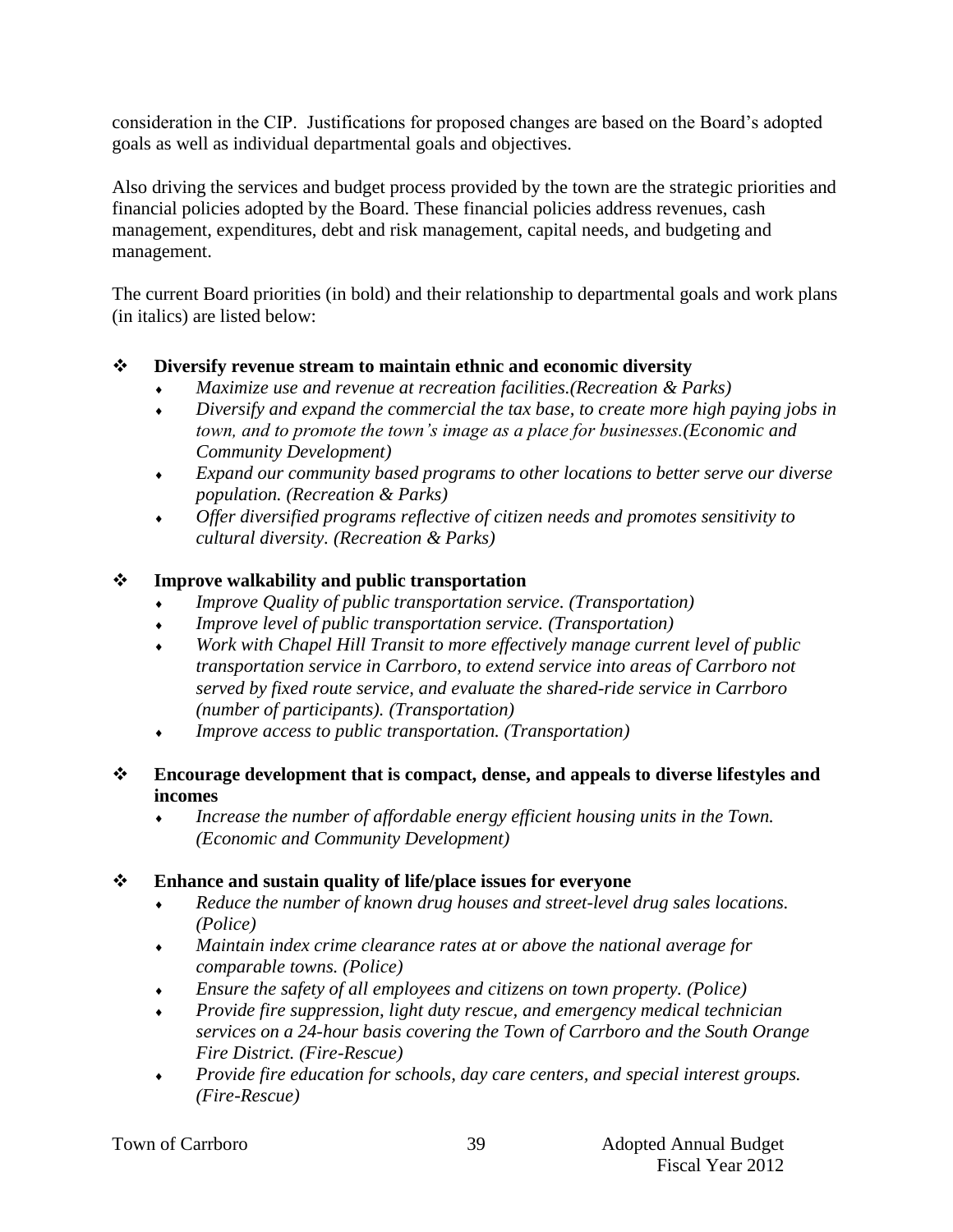consideration in the CIP. Justifications for proposed changes are based on the Board's adopted goals as well as individual departmental goals and objectives.

Also driving the services and budget process provided by the town are the strategic priorities and financial policies adopted by the Board. These financial policies address revenues, cash management, expenditures, debt and risk management, capital needs, and budgeting and management.

The current Board priorities (in bold) and their relationship to departmental goals and work plans (in italics) are listed below:

- **Diversify revenue stream to maintain ethnic and economic diversity**
  - *Maximize use and revenue at recreation facilities.(Recreation & Parks)*
  - *Diversify and expand the commercial the tax base, to create more high paying jobs in town, and to promote the town's image as a place for businesses.(Economic and Community Development)*
  - *Expand our community based programs to other locations to better serve our diverse population. (Recreation & Parks)*
  - *Offer diversified programs reflective of citizen needs and promotes sensitivity to cultural diversity. (Recreation & Parks)*

- **Improve walkability and public transportation**
  - *Improve Quality of public transportation service. (Transportation)*
  - *Improve level of public transportation service. (Transportation)*
  - *Work with Chapel Hill Transit to more effectively manage current level of public transportation service in Carrboro, to extend service into areas of Carrboro not served by fixed route service, and evaluate the shared-ride service in Carrboro (number of participants). (Transportation)*
  - *Improve access to public transportation. (Transportation)*

- **Encourage development that is compact, dense, and appeals to diverse lifestyles and incomes**
  - *Increase the number of affordable energy efficient housing units in the Town. (Economic and Community Development)*

- **Enhance and sustain quality of life/place issues for everyone**
  - *Reduce the number of known drug houses and street-level drug sales locations. (Police)*
  - *Maintain index crime clearance rates at or above the national average for comparable towns. (Police)*
  - *Ensure the safety of all employees and citizens on town property. (Police)*
  - *Provide fire suppression, light duty rescue, and emergency medical technician services on a 24-hour basis covering the Town of Carrboro and the South Orange Fire District. (Fire-Rescue)*
  - *Provide fire education for schools, day care centers, and special interest groups. (Fire-Rescue)*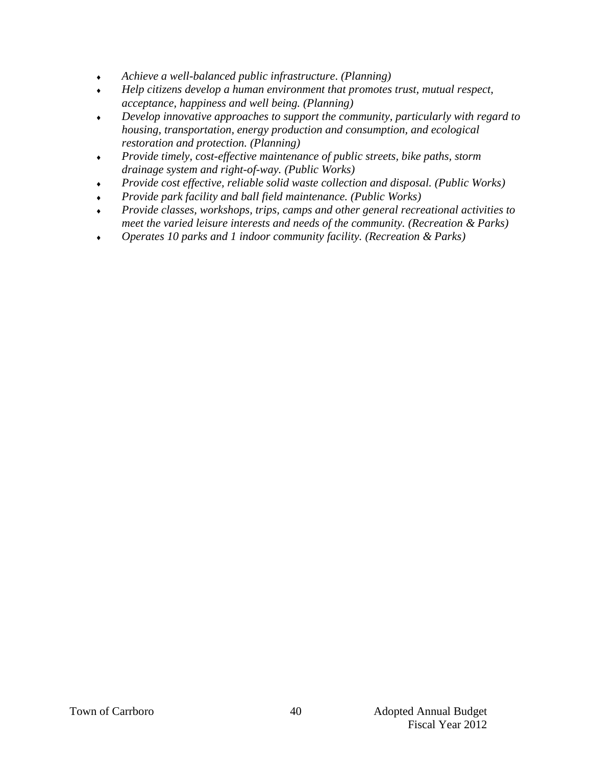- *Achieve a well-balanced public infrastructure. (Planning)*
- *Help citizens develop a human environment that promotes trust, mutual respect, acceptance, happiness and well being. (Planning)*
- *Develop innovative approaches to support the community, particularly with regard to housing, transportation, energy production and consumption, and ecological restoration and protection. (Planning)*
- *Provide timely, cost-effective maintenance of public streets, bike paths, storm drainage system and right-of-way. (Public Works)*
- *Provide cost effective, reliable solid waste collection and disposal. (Public Works)*
- *Provide park facility and ball field maintenance. (Public Works)*
- *Provide classes, workshops, trips, camps and other general recreational activities to meet the varied leisure interests and needs of the community. (Recreation & Parks)*
- *Operates 10 parks and 1 indoor community facility. (Recreation & Parks)*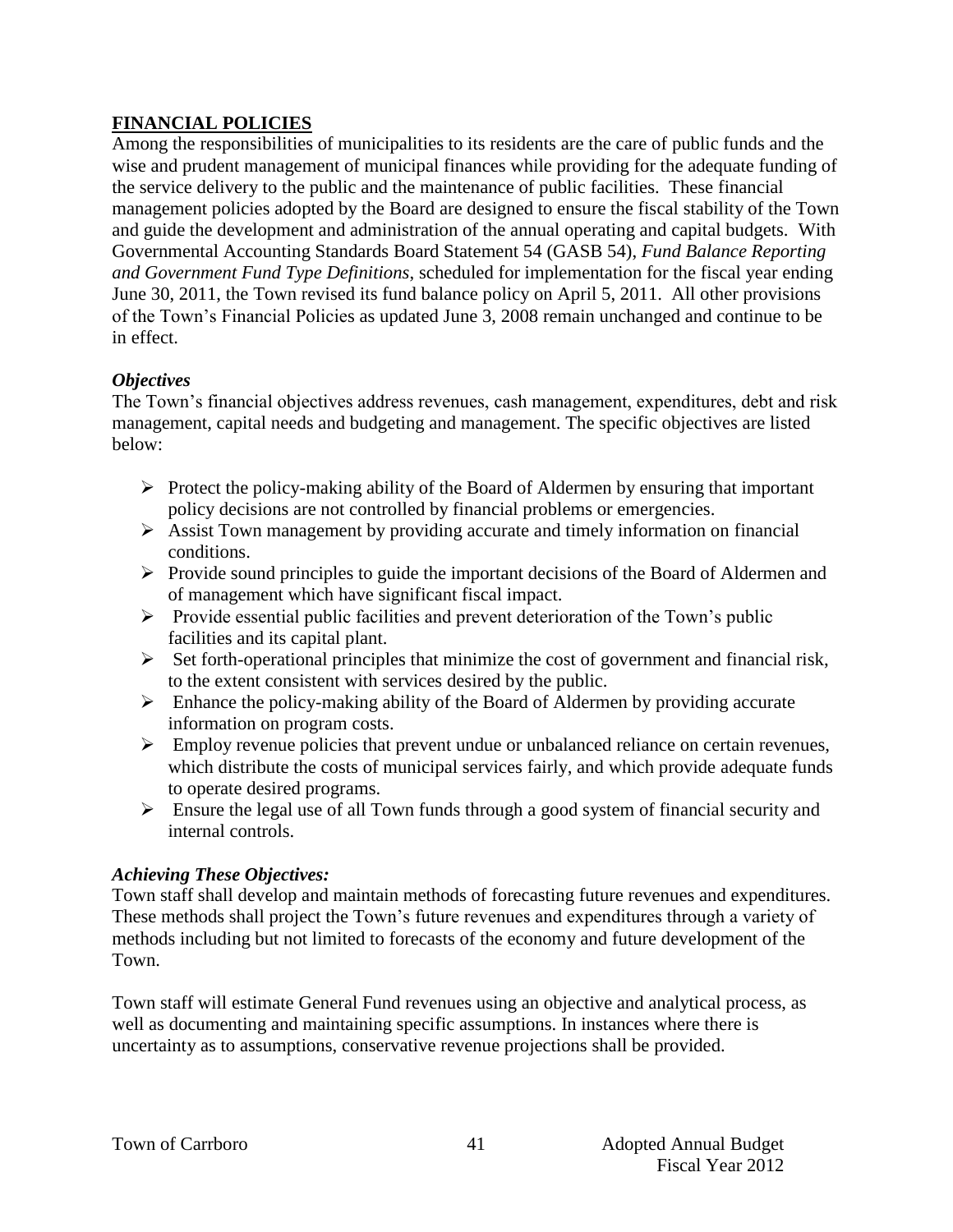## FINANCIAL POLICIES

Among the responsibilities of municipalities to its residents are the care of public funds and the wise and prudent management of municipal finances while providing for the adequate funding of the service delivery to the public and the maintenance of public facilities. These financial management policies adopted by the Board are designed to ensure the fiscal stability of the Town and guide the development and administration of the annual operating and capital budgets. With Governmental Accounting Standards Board Statement 54 (GASB 54), *Fund Balance Reporting and Government Fund Type Definitions*, scheduled for implementation for the fiscal year ending June 30, 2011, the Town revised its fund balance policy on April 5, 2011. All other provisions of the Town's Financial Policies as updated June 3, 2008 remain unchanged and continue to be in effect.

### *Objectives*

The Town's financial objectives address revenues, cash management, expenditures, debt and risk management, capital needs and budgeting and management. The specific objectives are listed below:

- Protect the policy-making ability of the Board of Aldermen by ensuring that important policy decisions are not controlled by financial problems or emergencies.
- Assist Town management by providing accurate and timely information on financial conditions.
- Provide sound principles to guide the important decisions of the Board of Aldermen and of management which have significant fiscal impact.
- Provide essential public facilities and prevent deterioration of the Town's public facilities and its capital plant.
- Set forth-operational principles that minimize the cost of government and financial risk, to the extent consistent with services desired by the public.
- Enhance the policy-making ability of the Board of Aldermen by providing accurate information on program costs.
- Employ revenue policies that prevent undue or unbalanced reliance on certain revenues, which distribute the costs of municipal services fairly, and which provide adequate funds to operate desired programs.
- Ensure the legal use of all Town funds through a good system of financial security and internal controls.

### *Achieving These Objectives:*

Town staff shall develop and maintain methods of forecasting future revenues and expenditures. These methods shall project the Town's future revenues and expenditures through a variety of methods including but not limited to forecasts of the economy and future development of the Town.

Town staff will estimate General Fund revenues using an objective and analytical process, as well as documenting and maintaining specific assumptions. In instances where there is uncertainty as to assumptions, conservative revenue projections shall be provided.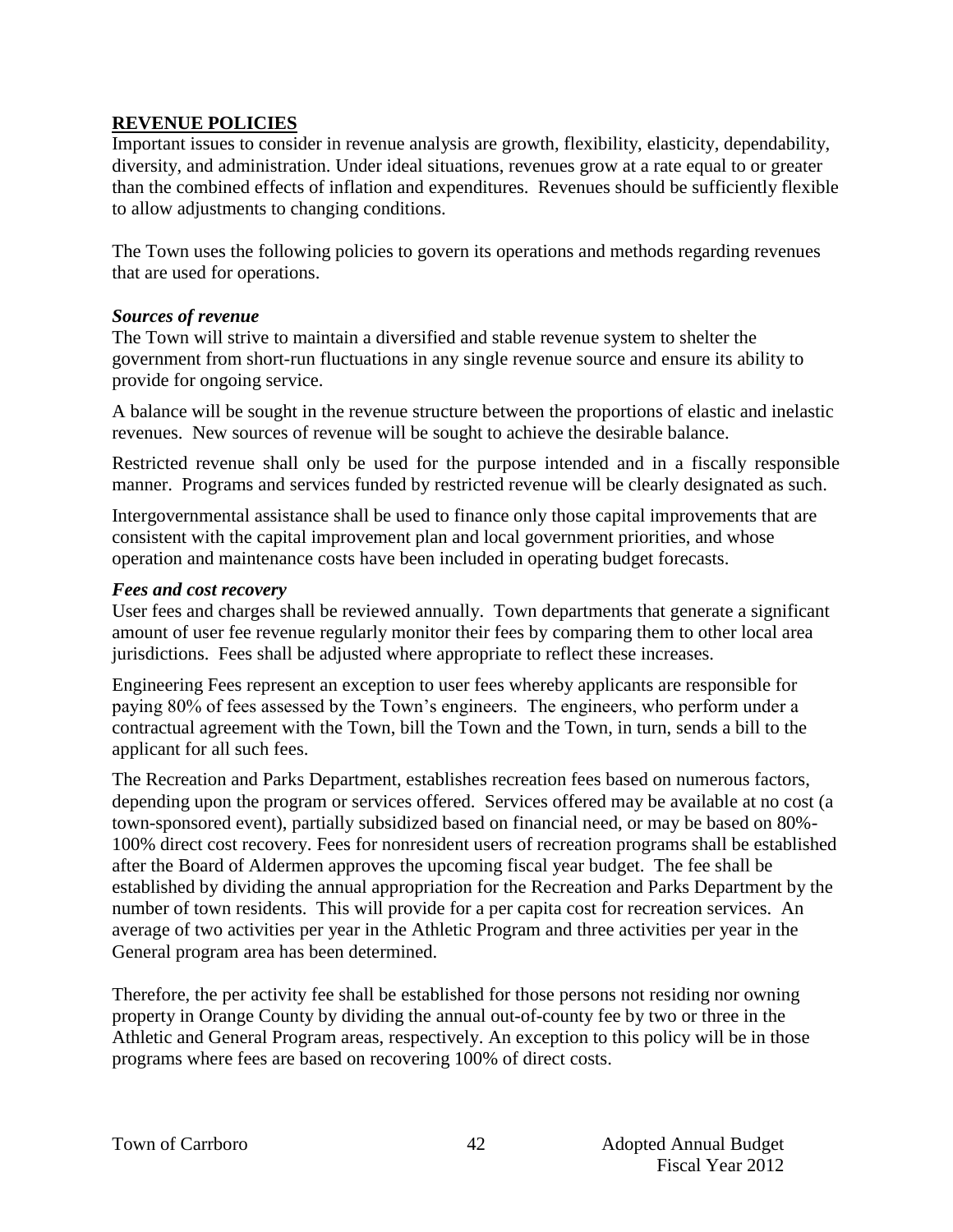## REVENUE POLICIES

Important issues to consider in revenue analysis are growth, flexibility, elasticity, dependability, diversity, and administration. Under ideal situations, revenues grow at a rate equal to or greater than the combined effects of inflation and expenditures. Revenues should be sufficiently flexible to allow adjustments to changing conditions.

The Town uses the following policies to govern its operations and methods regarding revenues that are used for operations.

### *Sources of revenue*

The Town will strive to maintain a diversified and stable revenue system to shelter the government from short-run fluctuations in any single revenue source and ensure its ability to provide for ongoing service.

A balance will be sought in the revenue structure between the proportions of elastic and inelastic revenues. New sources of revenue will be sought to achieve the desirable balance.

Restricted revenue shall only be used for the purpose intended and in a fiscally responsible manner. Programs and services funded by restricted revenue will be clearly designated as such.

Intergovernmental assistance shall be used to finance only those capital improvements that are consistent with the capital improvement plan and local government priorities, and whose operation and maintenance costs have been included in operating budget forecasts.

### *Fees and cost recovery*

User fees and charges shall be reviewed annually. Town departments that generate a significant amount of user fee revenue regularly monitor their fees by comparing them to other local area jurisdictions. Fees shall be adjusted where appropriate to reflect these increases.

Engineering Fees represent an exception to user fees whereby applicants are responsible for paying 80% of fees assessed by the Town's engineers. The engineers, who perform under a contractual agreement with the Town, bill the Town and the Town, in turn, sends a bill to the applicant for all such fees.

The Recreation and Parks Department, establishes recreation fees based on numerous factors, depending upon the program or services offered. Services offered may be available at no cost (a town-sponsored event), partially subsidized based on financial need, or may be based on 80%-100% direct cost recovery. Fees for nonresident users of recreation programs shall be established after the Board of Aldermen approves the upcoming fiscal year budget. The fee shall be established by dividing the annual appropriation for the Recreation and Parks Department by the number of town residents. This will provide for a per capita cost for recreation services. An average of two activities per year in the Athletic Program and three activities per year in the General program area has been determined.

Therefore, the per activity fee shall be established for those persons not residing nor owning property in Orange County by dividing the annual out-of-county fee by two or three in the Athletic and General Program areas, respectively. An exception to this policy will be in those programs where fees are based on recovering 100% of direct costs.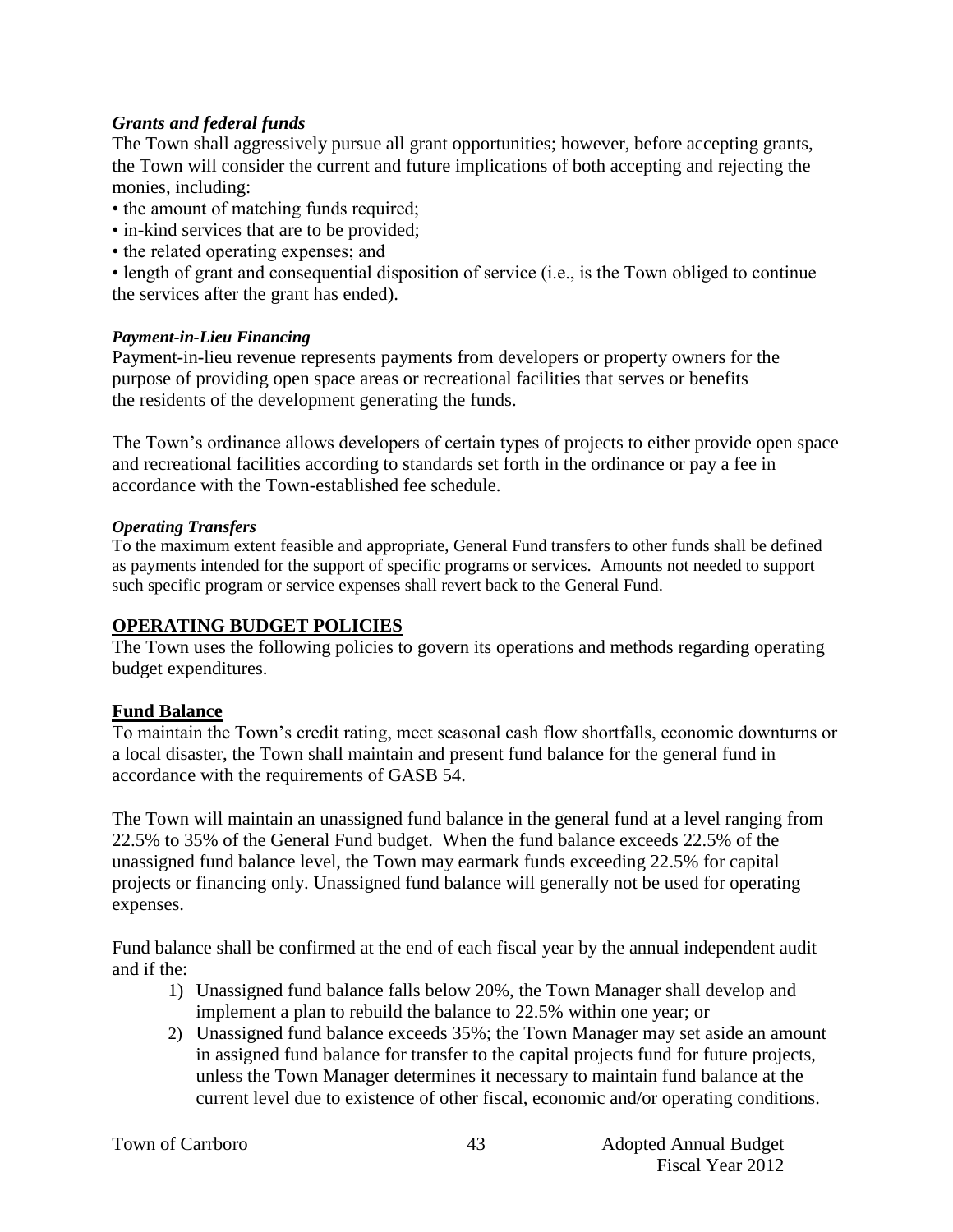### *Grants and federal funds*

The Town shall aggressively pursue all grant opportunities; however, before accepting grants, the Town will consider the current and future implications of both accepting and rejecting the monies, including:

- the amount of matching funds required;
- in-kind services that are to be provided;
- the related operating expenses; and
- length of grant and consequential disposition of service (i.e., is the Town obliged to continue the services after the grant has ended).

#### *Payment-in-Lieu Financing*

Payment-in-lieu revenue represents payments from developers or property owners for the purpose of providing open space areas or recreational facilities that serves or benefits the residents of the development generating the funds.

The Town's ordinance allows developers of certain types of projects to either provide open space and recreational facilities according to standards set forth in the ordinance or pay a fee in accordance with the Town-established fee schedule.

#### *Operating Transfers*

To the maximum extent feasible and appropriate, General Fund transfers to other funds shall be defined as payments intended for the support of specific programs or services. Amounts not needed to support such specific program or service expenses shall revert back to the General Fund.

## OPERATING BUDGET POLICIES

The Town uses the following policies to govern its operations and methods regarding operating budget expenditures.

### Fund Balance

To maintain the Town's credit rating, meet seasonal cash flow shortfalls, economic downturns or a local disaster, the Town shall maintain and present fund balance for the general fund in accordance with the requirements of GASB 54.

The Town will maintain an unassigned fund balance in the general fund at a level ranging from 22.5% to 35% of the General Fund budget. When the fund balance exceeds 22.5% of the unassigned fund balance level, the Town may earmark funds exceeding 22.5% for capital projects or financing only. Unassigned fund balance will generally not be used for operating expenses.

Fund balance shall be confirmed at the end of each fiscal year by the annual independent audit and if the:

1) Unassigned fund balance falls below 20%, the Town Manager shall develop and implement a plan to rebuild the balance to 22.5% within one year; or
2) Unassigned fund balance exceeds 35%; the Town Manager may set aside an amount in assigned fund balance for transfer to the capital projects fund for future projects, unless the Town Manager determines it necessary to maintain fund balance at the current level due to existence of other fiscal, economic and/or operating conditions.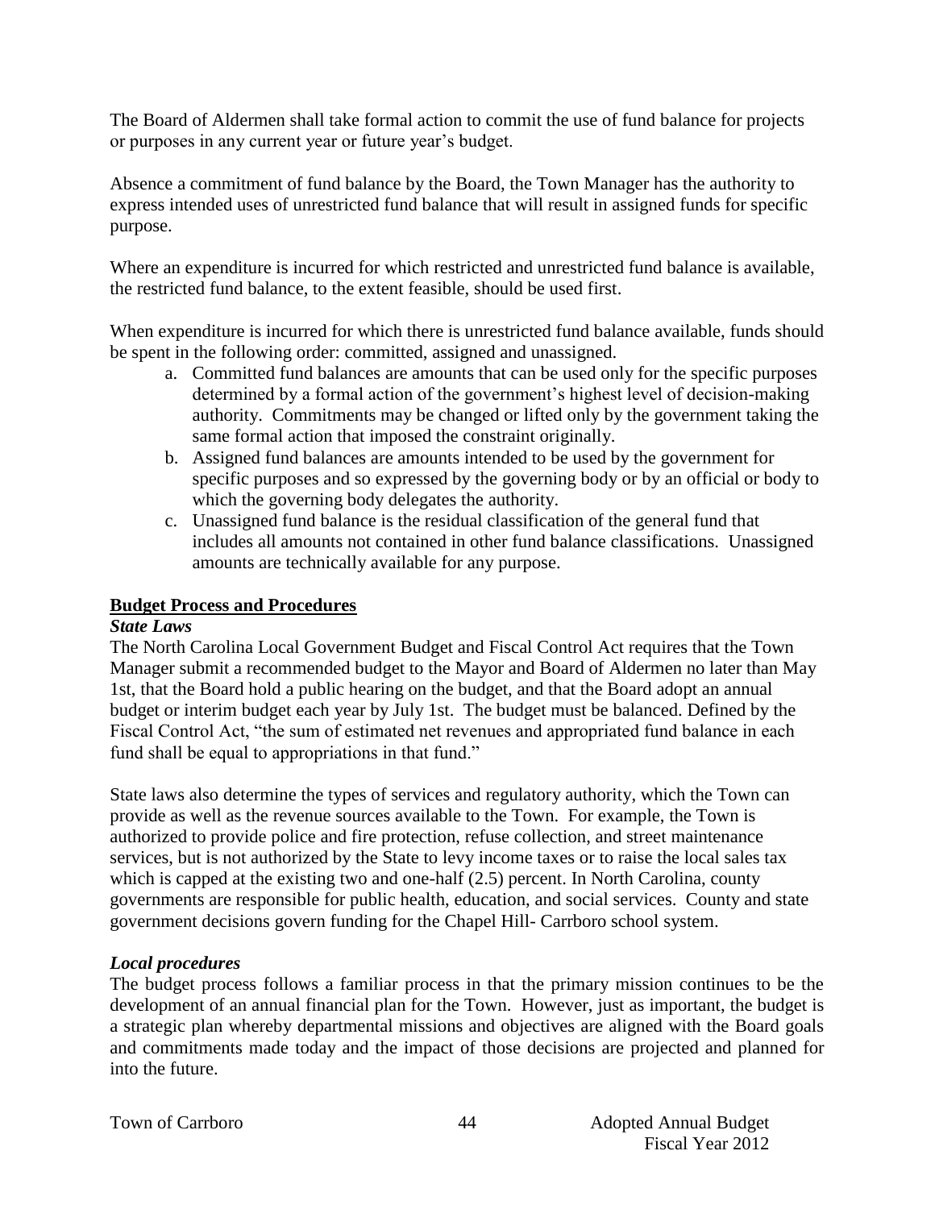The Board of Aldermen shall take formal action to commit the use of fund balance for projects or purposes in any current year or future year's budget.

Absence a commitment of fund balance by the Board, the Town Manager has the authority to express intended uses of unrestricted fund balance that will result in assigned funds for specific purpose.

Where an expenditure is incurred for which restricted and unrestricted fund balance is available, the restricted fund balance, to the extent feasible, should be used first.

When expenditure is incurred for which there is unrestricted fund balance available, funds should be spent in the following order: committed, assigned and unassigned.

a. Committed fund balances are amounts that can be used only for the specific purposes determined by a formal action of the government's highest level of decision-making authority. Commitments may be changed or lifted only by the government taking the same formal action that imposed the constraint originally.
b. Assigned fund balances are amounts intended to be used by the government for specific purposes and so expressed by the governing body or by an official or body to which the governing body delegates the authority.
c. Unassigned fund balance is the residual classification of the general fund that includes all amounts not contained in other fund balance classifications. Unassigned amounts are technically available for any purpose.

## Budget Process and Procedures

### *State Laws*

The North Carolina Local Government Budget and Fiscal Control Act requires that the Town Manager submit a recommended budget to the Mayor and Board of Aldermen no later than May 1st, that the Board hold a public hearing on the budget, and that the Board adopt an annual budget or interim budget each year by July 1st. The budget must be balanced. Defined by the Fiscal Control Act, "the sum of estimated net revenues and appropriated fund balance in each fund shall be equal to appropriations in that fund."

State laws also determine the types of services and regulatory authority, which the Town can provide as well as the revenue sources available to the Town. For example, the Town is authorized to provide police and fire protection, refuse collection, and street maintenance services, but is not authorized by the State to levy income taxes or to raise the local sales tax which is capped at the existing two and one-half (2.5) percent. In North Carolina, county governments are responsible for public health, education, and social services. County and state government decisions govern funding for the Chapel Hill- Carrboro school system.

### *Local procedures*

The budget process follows a familiar process in that the primary mission continues to be the development of an annual financial plan for the Town. However, just as important, the budget is a strategic plan whereby departmental missions and objectives are aligned with the Board goals and commitments made today and the impact of those decisions are projected and planned for into the future.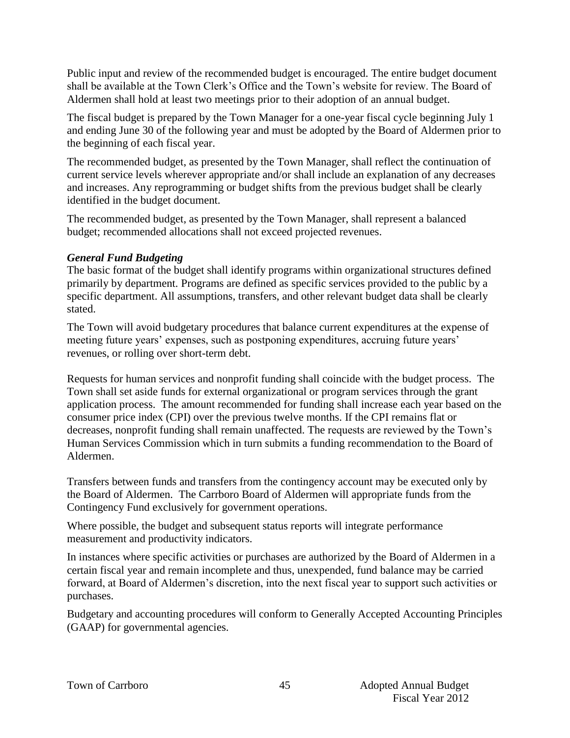Public input and review of the recommended budget is encouraged. The entire budget document shall be available at the Town Clerk's Office and the Town's website for review. The Board of Aldermen shall hold at least two meetings prior to their adoption of an annual budget.

The fiscal budget is prepared by the Town Manager for a one-year fiscal cycle beginning July 1 and ending June 30 of the following year and must be adopted by the Board of Aldermen prior to the beginning of each fiscal year.

The recommended budget, as presented by the Town Manager, shall reflect the continuation of current service levels wherever appropriate and/or shall include an explanation of any decreases and increases. Any reprogramming or budget shifts from the previous budget shall be clearly identified in the budget document.

The recommended budget, as presented by the Town Manager, shall represent a balanced budget; recommended allocations shall not exceed projected revenues.

***General Fund Budgeting***

The basic format of the budget shall identify programs within organizational structures defined primarily by department. Programs are defined as specific services provided to the public by a specific department. All assumptions, transfers, and other relevant budget data shall be clearly stated.

The Town will avoid budgetary procedures that balance current expenditures at the expense of meeting future years' expenses, such as postponing expenditures, accruing future years' revenues, or rolling over short-term debt.

Requests for human services and nonprofit funding shall coincide with the budget process. The Town shall set aside funds for external organizational or program services through the grant application process. The amount recommended for funding shall increase each year based on the consumer price index (CPI) over the previous twelve months. If the CPI remains flat or decreases, nonprofit funding shall remain unaffected. The requests are reviewed by the Town's Human Services Commission which in turn submits a funding recommendation to the Board of Aldermen.

Transfers between funds and transfers from the contingency account may be executed only by the Board of Aldermen. The Carrboro Board of Aldermen will appropriate funds from the Contingency Fund exclusively for government operations.

Where possible, the budget and subsequent status reports will integrate performance measurement and productivity indicators.

In instances where specific activities or purchases are authorized by the Board of Aldermen in a certain fiscal year and remain incomplete and thus, unexpended, fund balance may be carried forward, at Board of Aldermen's discretion, into the next fiscal year to support such activities or purchases.

Budgetary and accounting procedures will conform to Generally Accepted Accounting Principles (GAAP) for governmental agencies.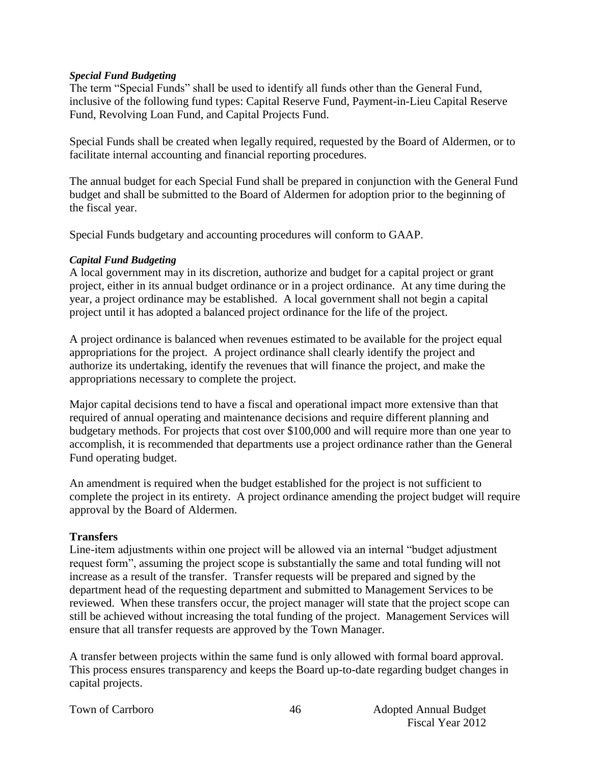### *Special Fund Budgeting*

The term "Special Funds" shall be used to identify all funds other than the General Fund, inclusive of the following fund types: Capital Reserve Fund, Payment-in-Lieu Capital Reserve Fund, Revolving Loan Fund, and Capital Projects Fund.

Special Funds shall be created when legally required, requested by the Board of Aldermen, or to facilitate internal accounting and financial reporting procedures.

The annual budget for each Special Fund shall be prepared in conjunction with the General Fund budget and shall be submitted to the Board of Aldermen for adoption prior to the beginning of the fiscal year.

Special Funds budgetary and accounting procedures will conform to GAAP.

### *Capital Fund Budgeting*

A local government may in its discretion, authorize and budget for a capital project or grant project, either in its annual budget ordinance or in a project ordinance. At any time during the year, a project ordinance may be established. A local government shall not begin a capital project until it has adopted a balanced project ordinance for the life of the project.

A project ordinance is balanced when revenues estimated to be available for the project equal appropriations for the project. A project ordinance shall clearly identify the project and authorize its undertaking, identify the revenues that will finance the project, and make the appropriations necessary to complete the project.

Major capital decisions tend to have a fiscal and operational impact more extensive than that required of annual operating and maintenance decisions and require different planning and budgetary methods. For projects that cost over $100,000 and will require more than one year to accomplish, it is recommended that departments use a project ordinance rather than the General Fund operating budget.

An amendment is required when the budget established for the project is not sufficient to complete the project in its entirety. A project ordinance amending the project budget will require approval by the Board of Aldermen.

## Transfers

Line-item adjustments within one project will be allowed via an internal "budget adjustment request form", assuming the project scope is substantially the same and total funding will not increase as a result of the transfer. Transfer requests will be prepared and signed by the department head of the requesting department and submitted to Management Services to be reviewed. When these transfers occur, the project manager will state that the project scope can still be achieved without increasing the total funding of the project. Management Services will ensure that all transfer requests are approved by the Town Manager.

A transfer between projects within the same fund is only allowed with formal board approval. This process ensures transparency and keeps the Board up-to-date regarding budget changes in capital projects.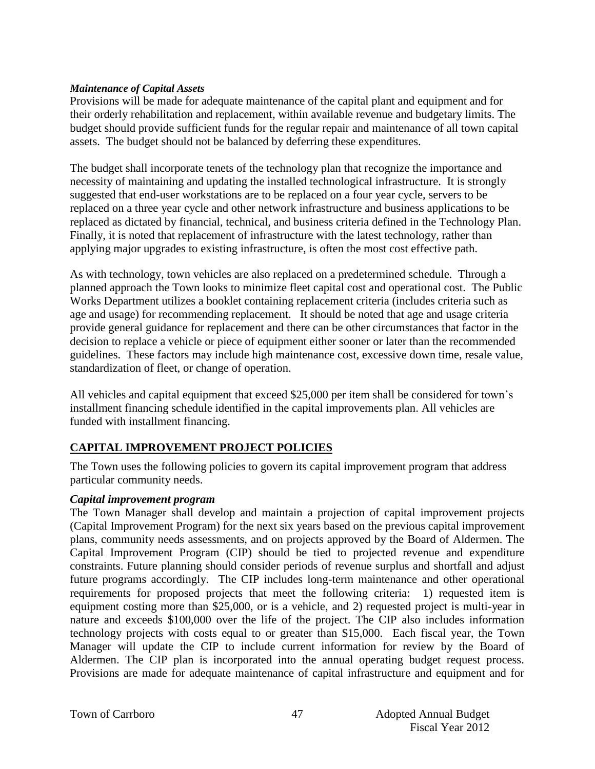***Maintenance of Capital Assets***

Provisions will be made for adequate maintenance of the capital plant and equipment and for their orderly rehabilitation and replacement, within available revenue and budgetary limits. The budget should provide sufficient funds for the regular repair and maintenance of all town capital assets. The budget should not be balanced by deferring these expenditures.

The budget shall incorporate tenets of the technology plan that recognize the importance and necessity of maintaining and updating the installed technological infrastructure. It is strongly suggested that end-user workstations are to be replaced on a four year cycle, servers to be replaced on a three year cycle and other network infrastructure and business applications to be replaced as dictated by financial, technical, and business criteria defined in the Technology Plan. Finally, it is noted that replacement of infrastructure with the latest technology, rather than applying major upgrades to existing infrastructure, is often the most cost effective path.

As with technology, town vehicles are also replaced on a predetermined schedule. Through a planned approach the Town looks to minimize fleet capital cost and operational cost. The Public Works Department utilizes a booklet containing replacement criteria (includes criteria such as age and usage) for recommending replacement. It should be noted that age and usage criteria provide general guidance for replacement and there can be other circumstances that factor in the decision to replace a vehicle or piece of equipment either sooner or later than the recommended guidelines. These factors may include high maintenance cost, excessive down time, resale value, standardization of fleet, or change of operation.

All vehicles and capital equipment that exceed $25,000 per item shall be considered for town's installment financing schedule identified in the capital improvements plan. All vehicles are funded with installment financing.

## **CAPITAL IMPROVEMENT PROJECT POLICIES**

The Town uses the following policies to govern its capital improvement program that address particular community needs.

***Capital improvement program***

The Town Manager shall develop and maintain a projection of capital improvement projects (Capital Improvement Program) for the next six years based on the previous capital improvement plans, community needs assessments, and on projects approved by the Board of Aldermen. The Capital Improvement Program (CIP) should be tied to projected revenue and expenditure constraints. Future planning should consider periods of revenue surplus and shortfall and adjust future programs accordingly. The CIP includes long-term maintenance and other operational requirements for proposed projects that meet the following criteria: 1) requested item is equipment costing more than $25,000, or is a vehicle, and 2) requested project is multi-year in nature and exceeds $100,000 over the life of the project. The CIP also includes information technology projects with costs equal to or greater than $15,000. Each fiscal year, the Town Manager will update the CIP to include current information for review by the Board of Aldermen. The CIP plan is incorporated into the annual operating budget request process. Provisions are made for adequate maintenance of capital infrastructure and equipment and for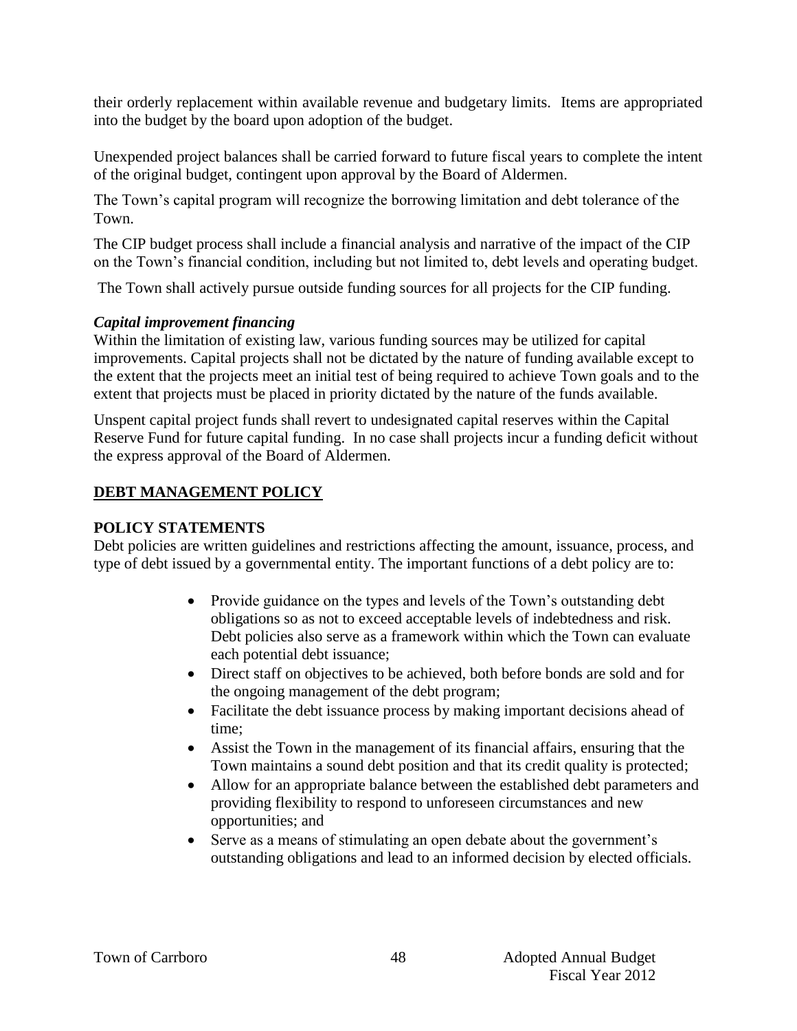their orderly replacement within available revenue and budgetary limits. Items are appropriated into the budget by the board upon adoption of the budget.

Unexpended project balances shall be carried forward to future fiscal years to complete the intent of the original budget, contingent upon approval by the Board of Aldermen.

The Town's capital program will recognize the borrowing limitation and debt tolerance of the Town.

The CIP budget process shall include a financial analysis and narrative of the impact of the CIP on the Town's financial condition, including but not limited to, debt levels and operating budget.

The Town shall actively pursue outside funding sources for all projects for the CIP funding.

***Capital improvement financing***

Within the limitation of existing law, various funding sources may be utilized for capital improvements. Capital projects shall not be dictated by the nature of funding available except to the extent that the projects meet an initial test of being required to achieve Town goals and to the extent that projects must be placed in priority dictated by the nature of the funds available.

Unspent capital project funds shall revert to undesignated capital reserves within the Capital Reserve Fund for future capital funding. In no case shall projects incur a funding deficit without the express approval of the Board of Aldermen.

## DEBT MANAGEMENT POLICY

### POLICY STATEMENTS

Debt policies are written guidelines and restrictions affecting the amount, issuance, process, and type of debt issued by a governmental entity. The important functions of a debt policy are to:

- Provide guidance on the types and levels of the Town's outstanding debt obligations so as not to exceed acceptable levels of indebtedness and risk. Debt policies also serve as a framework within which the Town can evaluate each potential debt issuance;
- Direct staff on objectives to be achieved, both before bonds are sold and for the ongoing management of the debt program;
- Facilitate the debt issuance process by making important decisions ahead of time;
- Assist the Town in the management of its financial affairs, ensuring that the Town maintains a sound debt position and that its credit quality is protected;
- Allow for an appropriate balance between the established debt parameters and providing flexibility to respond to unforeseen circumstances and new opportunities; and
- Serve as a means of stimulating an open debate about the government's outstanding obligations and lead to an informed decision by elected officials.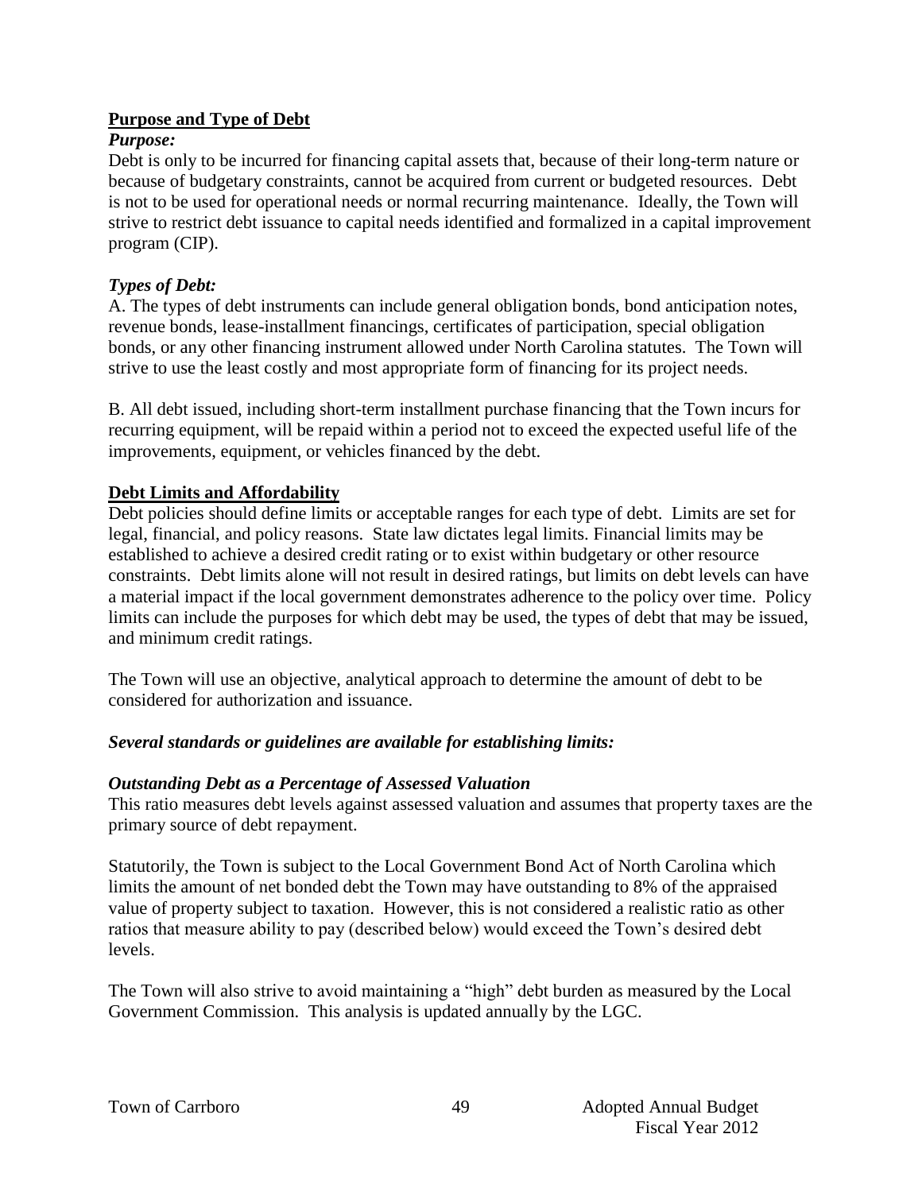## Purpose and Type of Debt

***Purpose:***

Debt is only to be incurred for financing capital assets that, because of their long-term nature or because of budgetary constraints, cannot be acquired from current or budgeted resources. Debt is not to be used for operational needs or normal recurring maintenance. Ideally, the Town will strive to restrict debt issuance to capital needs identified and formalized in a capital improvement program (CIP).

***Types of Debt:***

A. The types of debt instruments can include general obligation bonds, bond anticipation notes, revenue bonds, lease-installment financings, certificates of participation, special obligation bonds, or any other financing instrument allowed under North Carolina statutes. The Town will strive to use the least costly and most appropriate form of financing for its project needs.

B. All debt issued, including short-term installment purchase financing that the Town incurs for recurring equipment, will be repaid within a period not to exceed the expected useful life of the improvements, equipment, or vehicles financed by the debt.

## Debt Limits and Affordability

Debt policies should define limits or acceptable ranges for each type of debt. Limits are set for legal, financial, and policy reasons. State law dictates legal limits. Financial limits may be established to achieve a desired credit rating or to exist within budgetary or other resource constraints. Debt limits alone will not result in desired ratings, but limits on debt levels can have a material impact if the local government demonstrates adherence to the policy over time. Policy limits can include the purposes for which debt may be used, the types of debt that may be issued, and minimum credit ratings.

The Town will use an objective, analytical approach to determine the amount of debt to be considered for authorization and issuance.

***Several standards or guidelines are available for establishing limits:***

***Outstanding Debt as a Percentage of Assessed Valuation***

This ratio measures debt levels against assessed valuation and assumes that property taxes are the primary source of debt repayment.

Statutorily, the Town is subject to the Local Government Bond Act of North Carolina which limits the amount of net bonded debt the Town may have outstanding to 8% of the appraised value of property subject to taxation. However, this is not considered a realistic ratio as other ratios that measure ability to pay (described below) would exceed the Town's desired debt levels.

The Town will also strive to avoid maintaining a "high" debt burden as measured by the Local Government Commission. This analysis is updated annually by the LGC.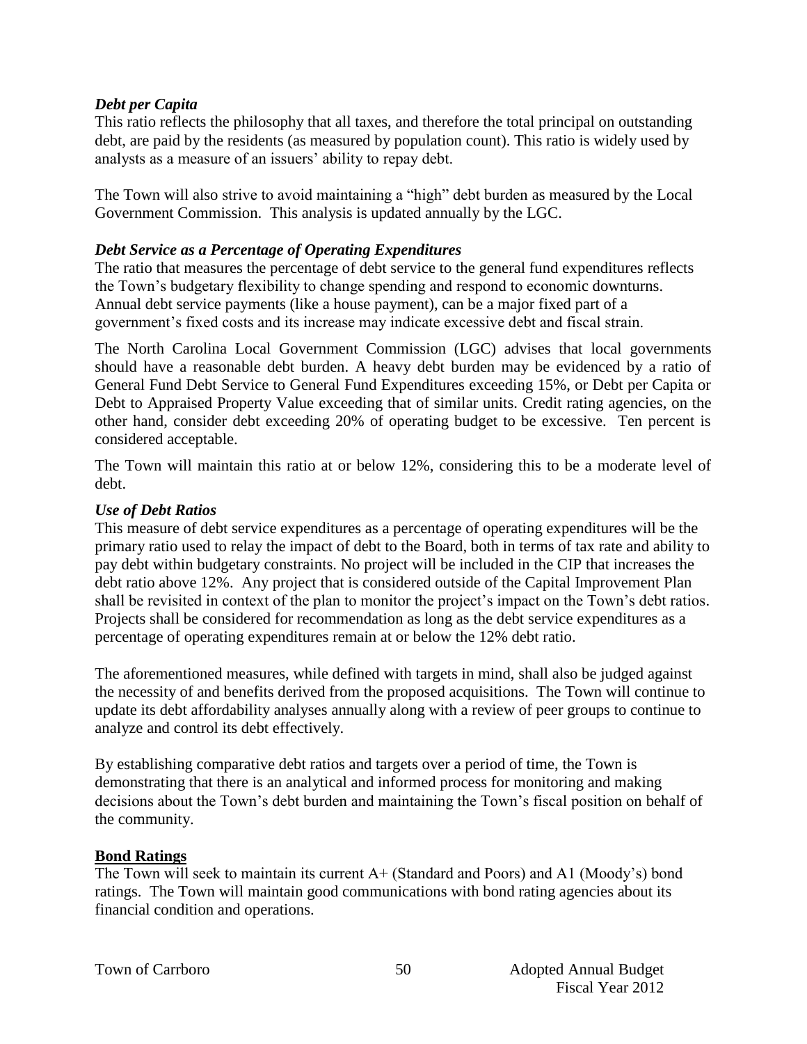### *Debt per Capita*

This ratio reflects the philosophy that all taxes, and therefore the total principal on outstanding debt, are paid by the residents (as measured by population count). This ratio is widely used by analysts as a measure of an issuers' ability to repay debt.

The Town will also strive to avoid maintaining a "high" debt burden as measured by the Local Government Commission. This analysis is updated annually by the LGC.

### *Debt Service as a Percentage of Operating Expenditures*

The ratio that measures the percentage of debt service to the general fund expenditures reflects the Town's budgetary flexibility to change spending and respond to economic downturns. Annual debt service payments (like a house payment), can be a major fixed part of a government's fixed costs and its increase may indicate excessive debt and fiscal strain.

The North Carolina Local Government Commission (LGC) advises that local governments should have a reasonable debt burden. A heavy debt burden may be evidenced by a ratio of General Fund Debt Service to General Fund Expenditures exceeding 15%, or Debt per Capita or Debt to Appraised Property Value exceeding that of similar units. Credit rating agencies, on the other hand, consider debt exceeding 20% of operating budget to be excessive. Ten percent is considered acceptable.

The Town will maintain this ratio at or below 12%, considering this to be a moderate level of debt.

### *Use of Debt Ratios*

This measure of debt service expenditures as a percentage of operating expenditures will be the primary ratio used to relay the impact of debt to the Board, both in terms of tax rate and ability to pay debt within budgetary constraints. No project will be included in the CIP that increases the debt ratio above 12%. Any project that is considered outside of the Capital Improvement Plan shall be revisited in context of the plan to monitor the project's impact on the Town's debt ratios. Projects shall be considered for recommendation as long as the debt service expenditures as a percentage of operating expenditures remain at or below the 12% debt ratio.

The aforementioned measures, while defined with targets in mind, shall also be judged against the necessity of and benefits derived from the proposed acquisitions. The Town will continue to update its debt affordability analyses annually along with a review of peer groups to continue to analyze and control its debt effectively.

By establishing comparative debt ratios and targets over a period of time, the Town is demonstrating that there is an analytical and informed process for monitoring and making decisions about the Town's debt burden and maintaining the Town's fiscal position on behalf of the community.

## **Bond Ratings**

The Town will seek to maintain its current A+ (Standard and Poors) and A1 (Moody's) bond ratings. The Town will maintain good communications with bond rating agencies about its financial condition and operations.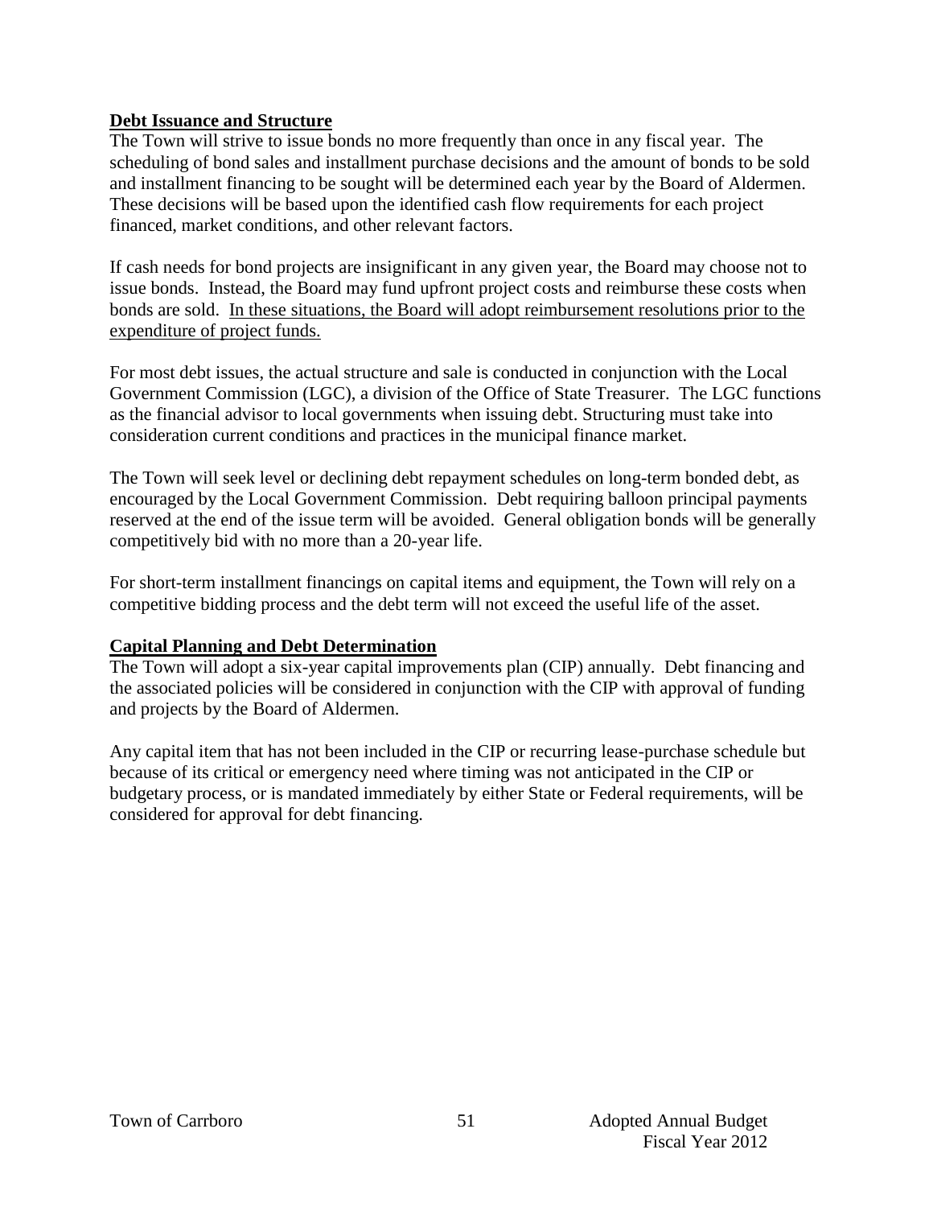**Debt Issuance and Structure**

The Town will strive to issue bonds no more frequently than once in any fiscal year. The scheduling of bond sales and installment purchase decisions and the amount of bonds to be sold and installment financing to be sought will be determined each year by the Board of Aldermen. These decisions will be based upon the identified cash flow requirements for each project financed, market conditions, and other relevant factors.

If cash needs for bond projects are insignificant in any given year, the Board may choose not to issue bonds. Instead, the Board may fund upfront project costs and reimburse these costs when bonds are sold. <u>In these situations, the Board will adopt reimbursement resolutions prior to the expenditure of project funds.</u>

For most debt issues, the actual structure and sale is conducted in conjunction with the Local Government Commission (LGC), a division of the Office of State Treasurer. The LGC functions as the financial advisor to local governments when issuing debt. Structuring must take into consideration current conditions and practices in the municipal finance market.

The Town will seek level or declining debt repayment schedules on long-term bonded debt, as encouraged by the Local Government Commission. Debt requiring balloon principal payments reserved at the end of the issue term will be avoided. General obligation bonds will be generally competitively bid with no more than a 20-year life.

For short-term installment financings on capital items and equipment, the Town will rely on a competitive bidding process and the debt term will not exceed the useful life of the asset.

**Capital Planning and Debt Determination**

The Town will adopt a six-year capital improvements plan (CIP) annually. Debt financing and the associated policies will be considered in conjunction with the CIP with approval of funding and projects by the Board of Aldermen.

Any capital item that has not been included in the CIP or recurring lease-purchase schedule but because of its critical or emergency need where timing was not anticipated in the CIP or budgetary process, or is mandated immediately by either State or Federal requirements, will be considered for approval for debt financing.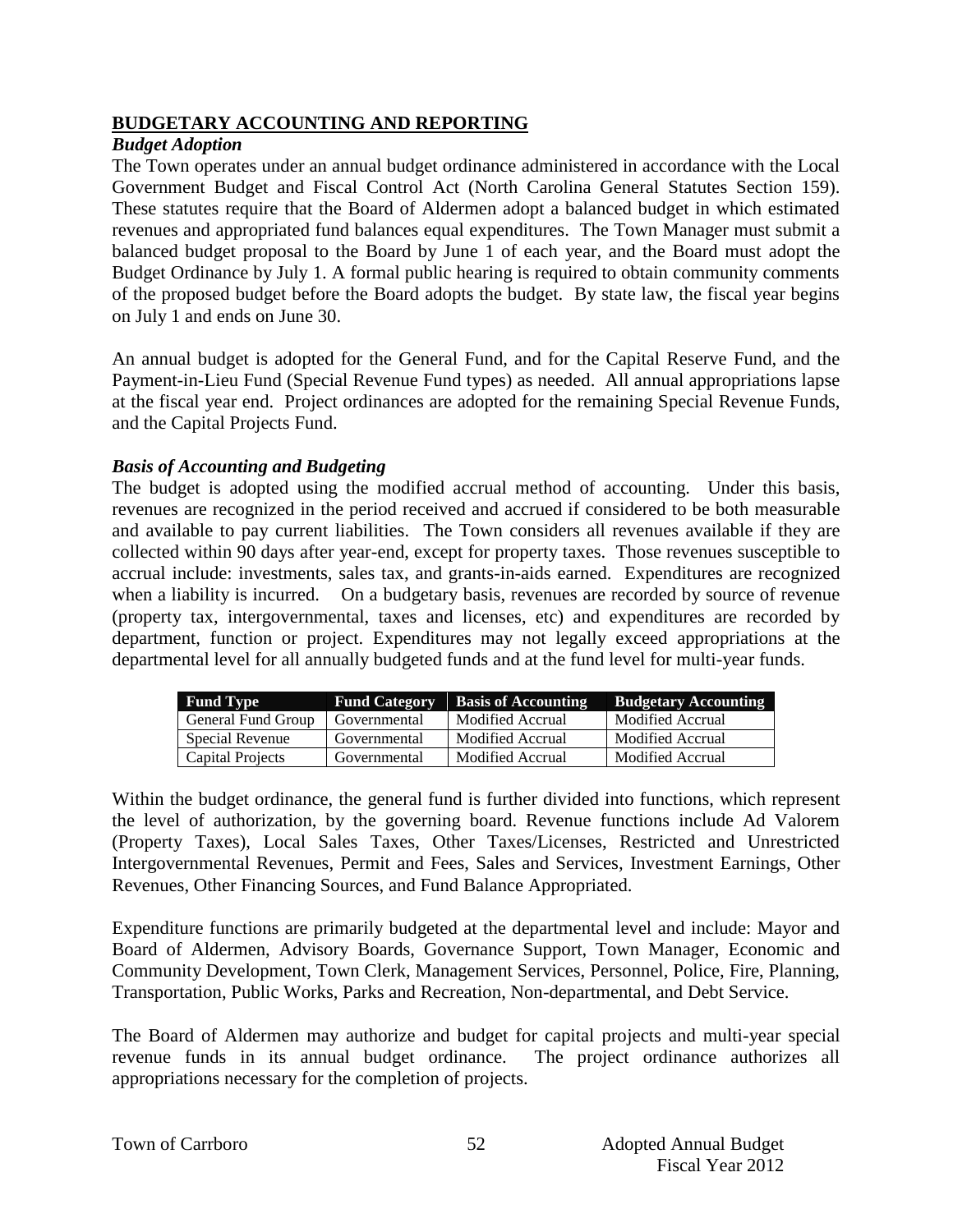## BUDGETARY ACCOUNTING AND REPORTING

### *Budget Adoption*

The Town operates under an annual budget ordinance administered in accordance with the Local Government Budget and Fiscal Control Act (North Carolina General Statutes Section 159). These statutes require that the Board of Aldermen adopt a balanced budget in which estimated revenues and appropriated fund balances equal expenditures. The Town Manager must submit a balanced budget proposal to the Board by June 1 of each year, and the Board must adopt the Budget Ordinance by July 1. A formal public hearing is required to obtain community comments of the proposed budget before the Board adopts the budget. By state law, the fiscal year begins on July 1 and ends on June 30.

An annual budget is adopted for the General Fund, and for the Capital Reserve Fund, and the Payment-in-Lieu Fund (Special Revenue Fund types) as needed. All annual appropriations lapse at the fiscal year end. Project ordinances are adopted for the remaining Special Revenue Funds, and the Capital Projects Fund.

### *Basis of Accounting and Budgeting*

The budget is adopted using the modified accrual method of accounting. Under this basis, revenues are recognized in the period received and accrued if considered to be both measurable and available to pay current liabilities. The Town considers all revenues available if they are collected within 90 days after year-end, except for property taxes. Those revenues susceptible to accrual include: investments, sales tax, and grants-in-aids earned. Expenditures are recognized when a liability is incurred. On a budgetary basis, revenues are recorded by source of revenue (property tax, intergovernmental, taxes and licenses, etc) and expenditures are recorded by department, function or project. Expenditures may not legally exceed appropriations at the departmental level for all annually budgeted funds and at the fund level for multi-year funds.

| Fund Type | Fund Category | Basis of Accounting | Budgetary Accounting |
|---|---|---|---|
| General Fund Group | Governmental | Modified Accrual | Modified Accrual |
| Special Revenue | Governmental | Modified Accrual | Modified Accrual |
| Capital Projects | Governmental | Modified Accrual | Modified Accrual |

Within the budget ordinance, the general fund is further divided into functions, which represent the level of authorization, by the governing board. Revenue functions include Ad Valorem (Property Taxes), Local Sales Taxes, Other Taxes/Licenses, Restricted and Unrestricted Intergovernmental Revenues, Permit and Fees, Sales and Services, Investment Earnings, Other Revenues, Other Financing Sources, and Fund Balance Appropriated.

Expenditure functions are primarily budgeted at the departmental level and include: Mayor and Board of Aldermen, Advisory Boards, Governance Support, Town Manager, Economic and Community Development, Town Clerk, Management Services, Personnel, Police, Fire, Planning, Transportation, Public Works, Parks and Recreation, Non-departmental, and Debt Service.

The Board of Aldermen may authorize and budget for capital projects and multi-year special revenue funds in its annual budget ordinance. The project ordinance authorizes all appropriations necessary for the completion of projects.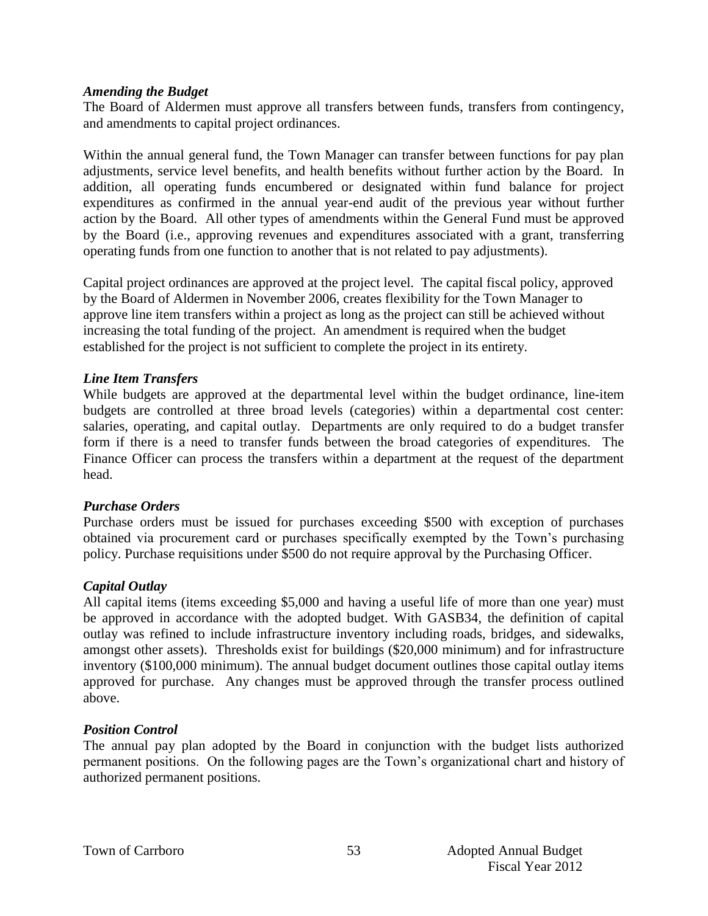### *Amending the Budget*

The Board of Aldermen must approve all transfers between funds, transfers from contingency, and amendments to capital project ordinances.

Within the annual general fund, the Town Manager can transfer between functions for pay plan adjustments, service level benefits, and health benefits without further action by the Board. In addition, all operating funds encumbered or designated within fund balance for project expenditures as confirmed in the annual year-end audit of the previous year without further action by the Board. All other types of amendments within the General Fund must be approved by the Board (i.e., approving revenues and expenditures associated with a grant, transferring operating funds from one function to another that is not related to pay adjustments).

Capital project ordinances are approved at the project level. The capital fiscal policy, approved by the Board of Aldermen in November 2006, creates flexibility for the Town Manager to approve line item transfers within a project as long as the project can still be achieved without increasing the total funding of the project. An amendment is required when the budget established for the project is not sufficient to complete the project in its entirety.

### *Line Item Transfers*

While budgets are approved at the departmental level within the budget ordinance, line-item budgets are controlled at three broad levels (categories) within a departmental cost center: salaries, operating, and capital outlay. Departments are only required to do a budget transfer form if there is a need to transfer funds between the broad categories of expenditures. The Finance Officer can process the transfers within a department at the request of the department head.

### *Purchase Orders*

Purchase orders must be issued for purchases exceeding $500 with exception of purchases obtained via procurement card or purchases specifically exempted by the Town's purchasing policy. Purchase requisitions under $500 do not require approval by the Purchasing Officer.

### *Capital Outlay*

All capital items (items exceeding $5,000 and having a useful life of more than one year) must be approved in accordance with the adopted budget. With GASB34, the definition of capital outlay was refined to include infrastructure inventory including roads, bridges, and sidewalks, amongst other assets). Thresholds exist for buildings ($20,000 minimum) and for infrastructure inventory ($100,000 minimum). The annual budget document outlines those capital outlay items approved for purchase. Any changes must be approved through the transfer process outlined above.

### *Position Control*

The annual pay plan adopted by the Board in conjunction with the budget lists authorized permanent positions. On the following pages are the Town's organizational chart and history of authorized permanent positions.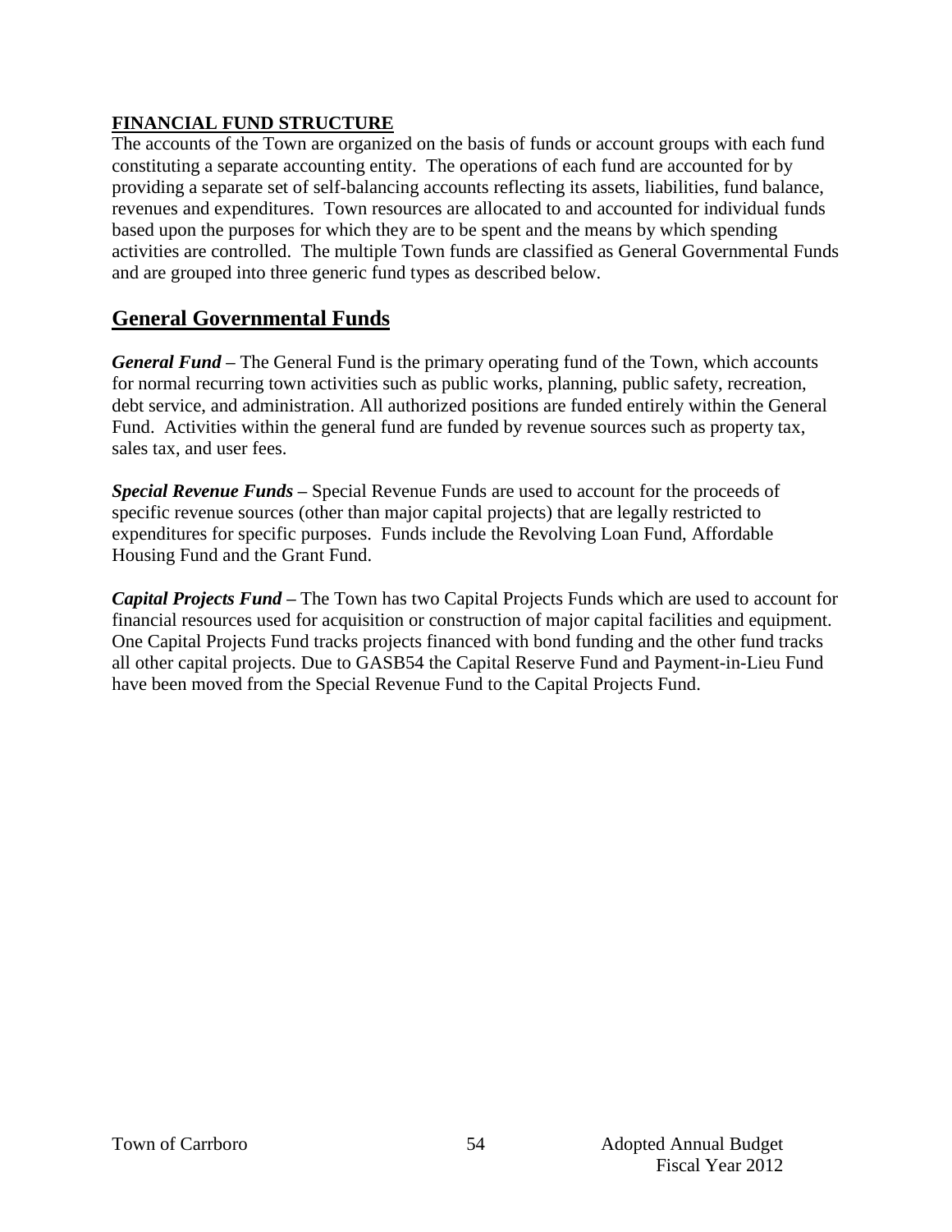**FINANCIAL FUND STRUCTURE**

The accounts of the Town are organized on the basis of funds or account groups with each fund constituting a separate accounting entity. The operations of each fund are accounted for by providing a separate set of self-balancing accounts reflecting its assets, liabilities, fund balance, revenues and expenditures. Town resources are allocated to and accounted for individual funds based upon the purposes for which they are to be spent and the means by which spending activities are controlled. The multiple Town funds are classified as General Governmental Funds and are grouped into three generic fund types as described below.

## General Governmental Funds

***General Fund*** **–** The General Fund is the primary operating fund of the Town, which accounts for normal recurring town activities such as public works, planning, public safety, recreation, debt service, and administration. All authorized positions are funded entirely within the General Fund. Activities within the general fund are funded by revenue sources such as property tax, sales tax, and user fees.

***Special Revenue Funds*** **–** Special Revenue Funds are used to account for the proceeds of specific revenue sources (other than major capital projects) that are legally restricted to expenditures for specific purposes. Funds include the Revolving Loan Fund, Affordable Housing Fund and the Grant Fund.

***Capital Projects Fund*** **–** The Town has two Capital Projects Funds which are used to account for financial resources used for acquisition or construction of major capital facilities and equipment. One Capital Projects Fund tracks projects financed with bond funding and the other fund tracks all other capital projects. Due to GASB54 the Capital Reserve Fund and Payment-in-Lieu Fund have been moved from the Special Revenue Fund to the Capital Projects Fund.